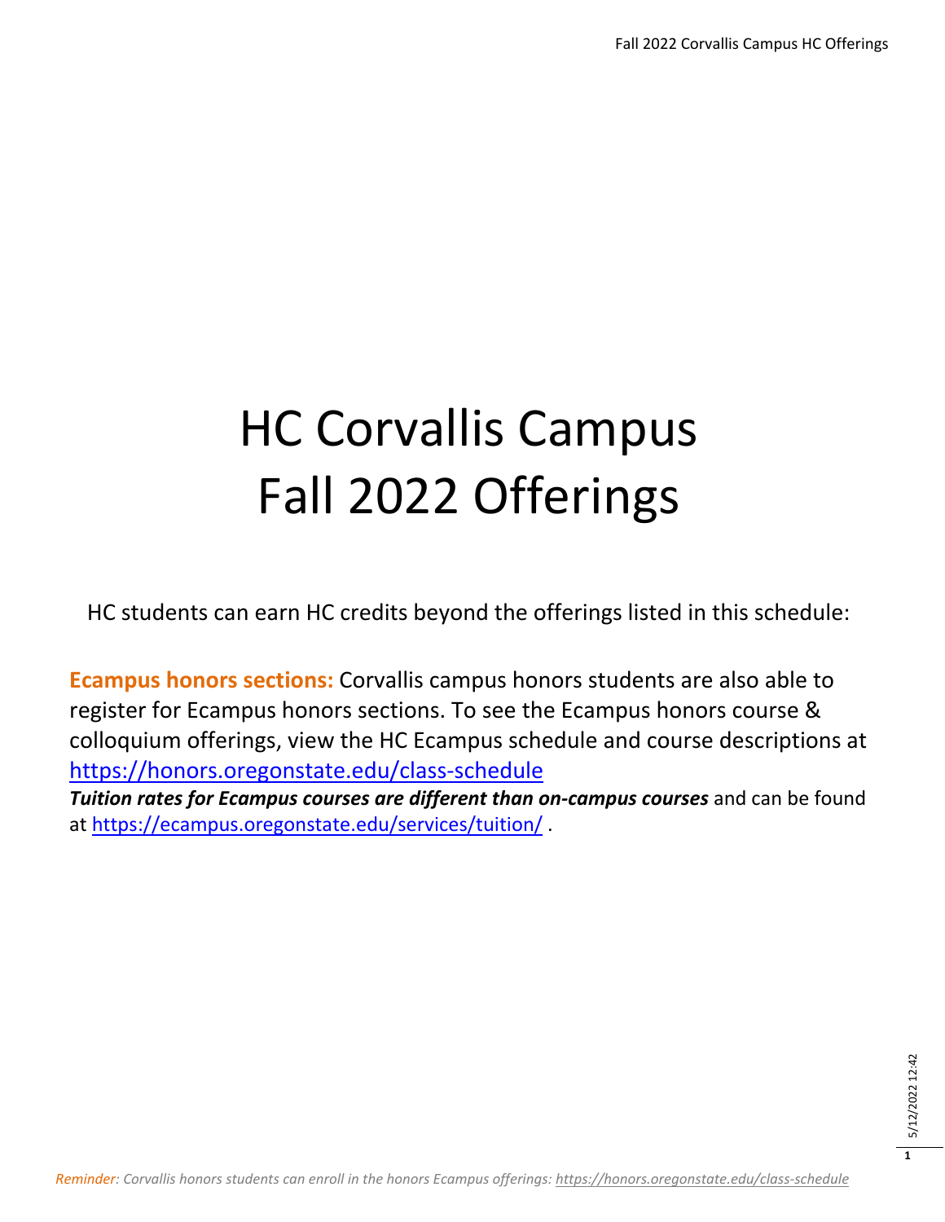# HC Corvallis Campus Fall 2022 Offerings

HC students can earn HC credits beyond the offerings listed in this schedule:

**Ecampus honors sections:** Corvallis campus honors students are also able to register for Ecampus honors sections. To see the Ecampus honors course & colloquium offerings, view the HC Ecampus schedule and course descriptions at https://honors.oregonstate.edu/class-schedule

***Tuition rates for Ecampus courses are different than on-campus courses*** and can be found at https://ecampus.oregonstate.edu/services/tuition/ .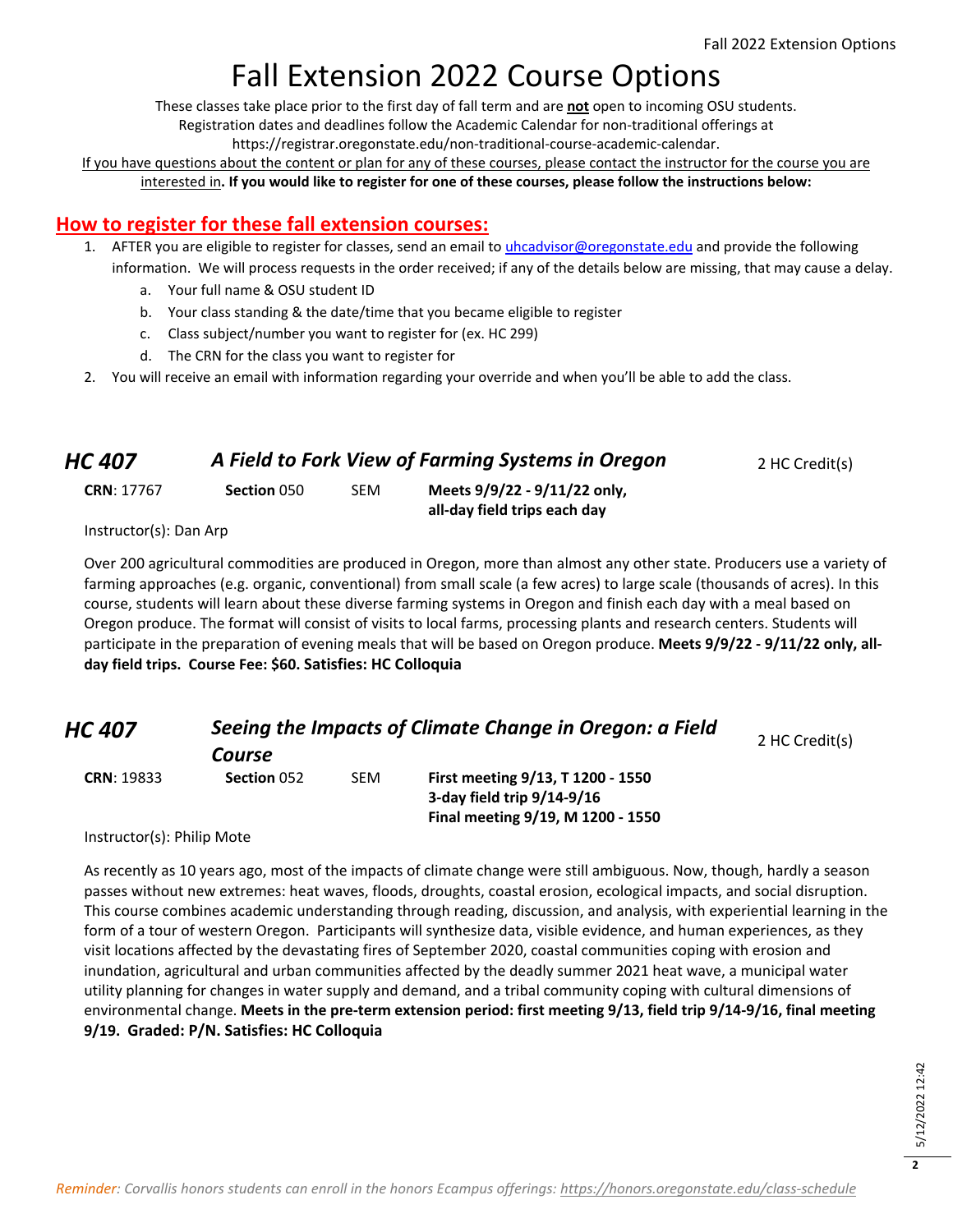# Fall Extension 2022 Course Options

These classes take place prior to the first day of fall term and are **not** open to incoming OSU students.
Registration dates and deadlines follow the Academic Calendar for non-traditional offerings at
https://registrar.oregonstate.edu/non-traditional-course-academic-calendar.

If you have questions about the content or plan for any of these courses, please contact the instructor for the course you are interested in**. If you would like to register for one of these courses, please follow the instructions below:**

## How to register for these fall extension courses:

1. AFTER you are eligible to register for classes, send an email to uhcadvisor@oregonstate.edu and provide the following information. We will process requests in the order received; if any of the details below are missing, that may cause a delay.
   a. Your full name & OSU student ID
   b. Your class standing & the date/time that you became eligible to register
   c. Class subject/number you want to register for (ex. HC 299)
   d. The CRN for the class you want to register for
2. You will receive an email with information regarding your override and when you'll be able to add the class.

### *HC 407* — *A Field to Fork View of Farming Systems in Oregon* — 2 HC Credit(s)

**CRN**: 17767 | **Section** 050 | SEM | **Meets 9/9/22 - 9/11/22 only, all-day field trips each day**

Instructor(s): Dan Arp

Over 200 agricultural commodities are produced in Oregon, more than almost any other state. Producers use a variety of farming approaches (e.g. organic, conventional) from small scale (a few acres) to large scale (thousands of acres). In this course, students will learn about these diverse farming systems in Oregon and finish each day with a meal based on Oregon produce. The format will consist of visits to local farms, processing plants and research centers. Students will participate in the preparation of evening meals that will be based on Oregon produce. **Meets 9/9/22 - 9/11/22 only, all-day field trips. Course Fee: $60. Satisfies: HC Colloquia**

### *HC 407* — *Seeing the Impacts of Climate Change in Oregon: a Field Course* — 2 HC Credit(s)

**CRN**: 19833 | **Section** 052 | SEM | **First meeting 9/13, T 1200 - 1550; 3-day field trip 9/14-9/16; Final meeting 9/19, M 1200 - 1550**

Instructor(s): Philip Mote

As recently as 10 years ago, most of the impacts of climate change were still ambiguous. Now, though, hardly a season passes without new extremes: heat waves, floods, droughts, coastal erosion, ecological impacts, and social disruption. This course combines academic understanding through reading, discussion, and analysis, with experiential learning in the form of a tour of western Oregon. Participants will synthesize data, visible evidence, and human experiences, as they visit locations affected by the devastating fires of September 2020, coastal communities coping with erosion and inundation, agricultural and urban communities affected by the deadly summer 2021 heat wave, a municipal water utility planning for changes in water supply and demand, and a tribal community coping with cultural dimensions of environmental change. **Meets in the pre-term extension period: first meeting 9/13, field trip 9/14-9/16, final meeting 9/19. Graded: P/N. Satisfies: HC Colloquia**

*Reminder: Corvallis honors students can enroll in the honors Ecampus offerings: https://honors.oregonstate.edu/class-schedule*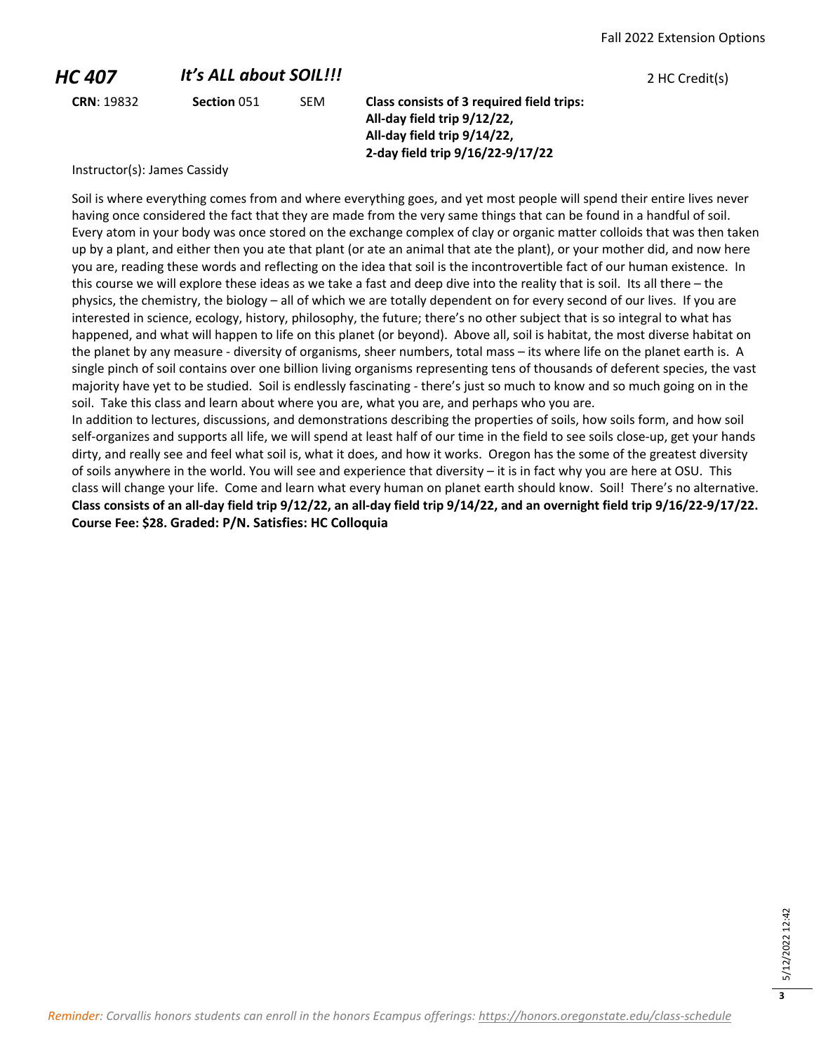## HC 407 *It's ALL about SOIL!!!* 2 HC Credit(s)

**CRN**: 19832 **Section** 051 SEM

**Class consists of 3 required field trips:**
**All-day field trip 9/12/22,**
**All-day field trip 9/14/22,**
**2-day field trip 9/16/22-9/17/22**

Instructor(s): James Cassidy

Soil is where everything comes from and where everything goes, and yet most people will spend their entire lives never having once considered the fact that they are made from the very same things that can be found in a handful of soil. Every atom in your body was once stored on the exchange complex of clay or organic matter colloids that was then taken up by a plant, and either then you ate that plant (or ate an animal that ate the plant), or your mother did, and now here you are, reading these words and reflecting on the idea that soil is the incontrovertible fact of our human existence. In this course we will explore these ideas as we take a fast and deep dive into the reality that is soil. Its all there – the physics, the chemistry, the biology – all of which we are totally dependent on for every second of our lives. If you are interested in science, ecology, history, philosophy, the future; there's no other subject that is so integral to what has happened, and what will happen to life on this planet (or beyond). Above all, soil is habitat, the most diverse habitat on the planet by any measure - diversity of organisms, sheer numbers, total mass – its where life on the planet earth is. A single pinch of soil contains over one billion living organisms representing tens of thousands of deferent species, the vast majority have yet to be studied. Soil is endlessly fascinating - there's just so much to know and so much going on in the soil. Take this class and learn about where you are, what you are, and perhaps who you are.

In addition to lectures, discussions, and demonstrations describing the properties of soils, how soils form, and how soil self-organizes and supports all life, we will spend at least half of our time in the field to see soils close-up, get your hands dirty, and really see and feel what soil is, what it does, and how it works. Oregon has the some of the greatest diversity of soils anywhere in the world. You will see and experience that diversity – it is in fact why you are here at OSU. This class will change your life. Come and learn what every human on planet earth should know. Soil! There's no alternative.
**Class consists of an all-day field trip 9/12/22, an all-day field trip 9/14/22, and an overnight field trip 9/16/22-9/17/22. Course Fee: $28. Graded: P/N. Satisfies: HC Colloquia**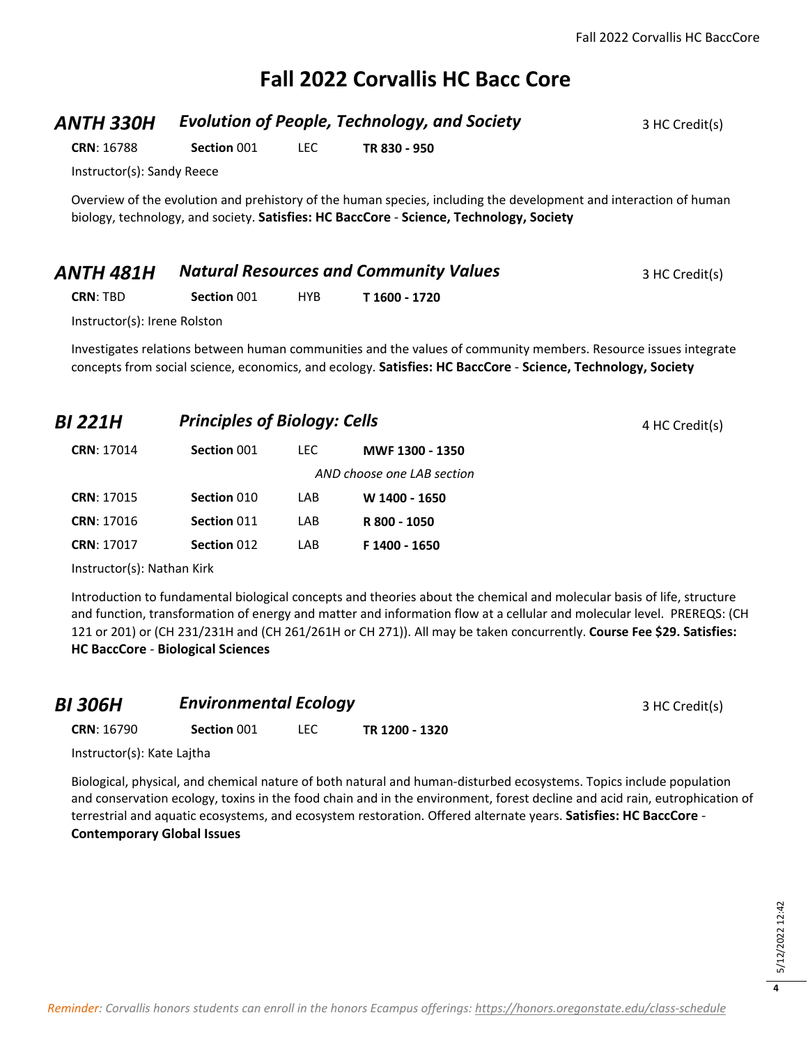# Fall 2022 Corvallis HC Bacc Core

## *ANTH 330H* — *Evolution of People, Technology, and Society*

3 HC Credit(s)

| CRN | Section | Type | Time |
|---|---|---|---|
| **CRN**: 16788 | **Section** 001 | LEC | **TR 830 - 950** |

Instructor(s): Sandy Reece

Overview of the evolution and prehistory of the human species, including the development and interaction of human biology, technology, and society. **Satisfies: HC BaccCore** - **Science, Technology, Society**

## *ANTH 481H* — *Natural Resources and Community Values*

3 HC Credit(s)

| CRN | Section | Type | Time |
|---|---|---|---|
| **CRN**: TBD | **Section** 001 | HYB | **T 1600 - 1720** |

Instructor(s): Irene Rolston

Investigates relations between human communities and the values of community members. Resource issues integrate concepts from social science, economics, and ecology. **Satisfies: HC BaccCore** - **Science, Technology, Society**

## *BI 221H* — *Principles of Biology: Cells*

4 HC Credit(s)

| CRN | Section | Type | Time |
|---|---|---|---|
| **CRN**: 17014 | **Section** 001 | LEC | **MWF 1300 - 1350** |
| | | | *AND choose one LAB section* |
| **CRN**: 17015 | **Section** 010 | LAB | **W 1400 - 1650** |
| **CRN**: 17016 | **Section** 011 | LAB | **R 800 - 1050** |
| **CRN**: 17017 | **Section** 012 | LAB | **F 1400 - 1650** |

Instructor(s): Nathan Kirk

Introduction to fundamental biological concepts and theories about the chemical and molecular basis of life, structure and function, transformation of energy and matter and information flow at a cellular and molecular level. PREREQS: (CH 121 or 201) or (CH 231/231H and (CH 261/261H or CH 271)). All may be taken concurrently. **Course Fee $29. Satisfies: HC BaccCore** - **Biological Sciences**

## *BI 306H* — *Environmental Ecology*

3 HC Credit(s)

| CRN | Section | Type | Time |
|---|---|---|---|
| **CRN**: 16790 | **Section** 001 | LEC | **TR 1200 - 1320** |

Instructor(s): Kate Lajtha

Biological, physical, and chemical nature of both natural and human-disturbed ecosystems. Topics include population and conservation ecology, toxins in the food chain and in the environment, forest decline and acid rain, eutrophication of terrestrial and aquatic ecosystems, and ecosystem restoration. Offered alternate years. **Satisfies: HC BaccCore** - **Contemporary Global Issues**

*Reminder: Corvallis honors students can enroll in the honors Ecampus offerings: https://honors.oregonstate.edu/class-schedule*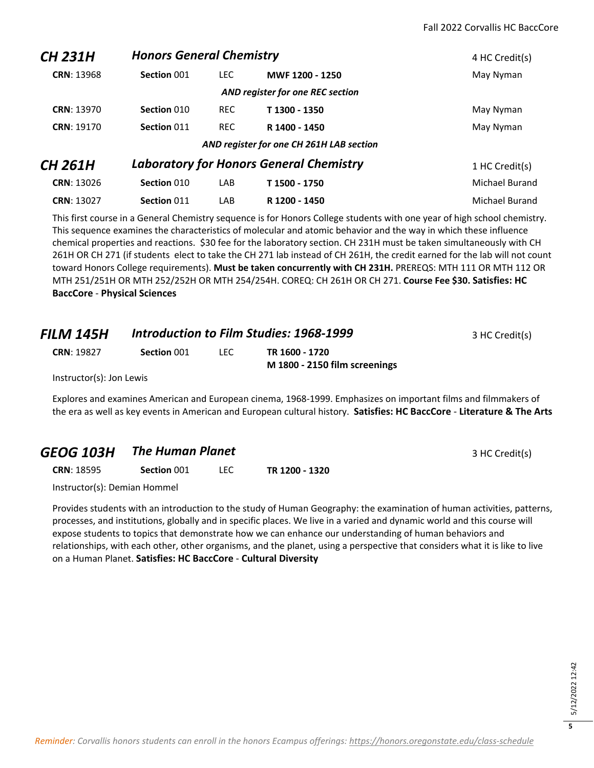## CH 231H — *Honors General Chemistry* — 4 HC Credit(s)

| CRN | Section | Type | Time | Instructor |
|---|---|---|---|---|
| **CRN**: 13968 | **Section** 001 | LEC | **MWF 1200 - 1250** | May Nyman |
| | | | ***AND register for one REC section*** | |
| **CRN**: 13970 | **Section** 010 | REC | **T 1300 - 1350** | May Nyman |
| **CRN**: 19170 | **Section** 011 | REC | **R 1400 - 1450** | May Nyman |
| | | | ***AND register for one CH 261H LAB section*** | |

## CH 261H — *Laboratory for Honors General Chemistry* — 1 HC Credit(s)

| CRN | Section | Type | Time | Instructor |
|---|---|---|---|---|
| **CRN**: 13026 | **Section** 010 | LAB | **T 1500 - 1750** | Michael Burand |
| **CRN**: 13027 | **Section** 011 | LAB | **R 1200 - 1450** | Michael Burand |

This first course in a General Chemistry sequence is for Honors College students with one year of high school chemistry. This sequence examines the characteristics of molecular and atomic behavior and the way in which these influence chemical properties and reactions. $30 fee for the laboratory section. CH 231H must be taken simultaneously with CH 261H OR CH 271 (if students elect to take the CH 271 lab instead of CH 261H, the credit earned for the lab will not count toward Honors College requirements). **Must be taken concurrently with CH 231H.** PREREQS: MTH 111 OR MTH 112 OR MTH 251/251H OR MTH 252/252H OR MTH 254/254H. COREQ: CH 261H OR CH 271. **Course Fee $30. Satisfies: HC BaccCore** - **Physical Sciences**

## FILM 145H — *Introduction to Film Studies: 1968-1999* — 3 HC Credit(s)

| CRN | Section | Type | Time |
|---|---|---|---|
| **CRN**: 19827 | **Section** 001 | LEC | **TR 1600 - 1720**<br>**M 1800 - 2150 film screenings** |

Instructor(s): Jon Lewis

Explores and examines American and European cinema, 1968-1999. Emphasizes on important films and filmmakers of the era as well as key events in American and European cultural history. **Satisfies: HC BaccCore** - **Literature & The Arts**

## GEOG 103H — *The Human Planet* — 3 HC Credit(s)

| CRN | Section | Type | Time |
|---|---|---|---|
| **CRN**: 18595 | **Section** 001 | LEC | **TR 1200 - 1320** |

Instructor(s): Demian Hommel

Provides students with an introduction to the study of Human Geography: the examination of human activities, patterns, processes, and institutions, globally and in specific places. We live in a varied and dynamic world and this course will expose students to topics that demonstrate how we can enhance our understanding of human behaviors and relationships, with each other, other organisms, and the planet, using a perspective that considers what it is like to live on a Human Planet. **Satisfies: HC BaccCore** - **Cultural Diversity**

*Reminder: Corvallis honors students can enroll in the honors Ecampus offerings: https://honors.oregonstate.edu/class-schedule*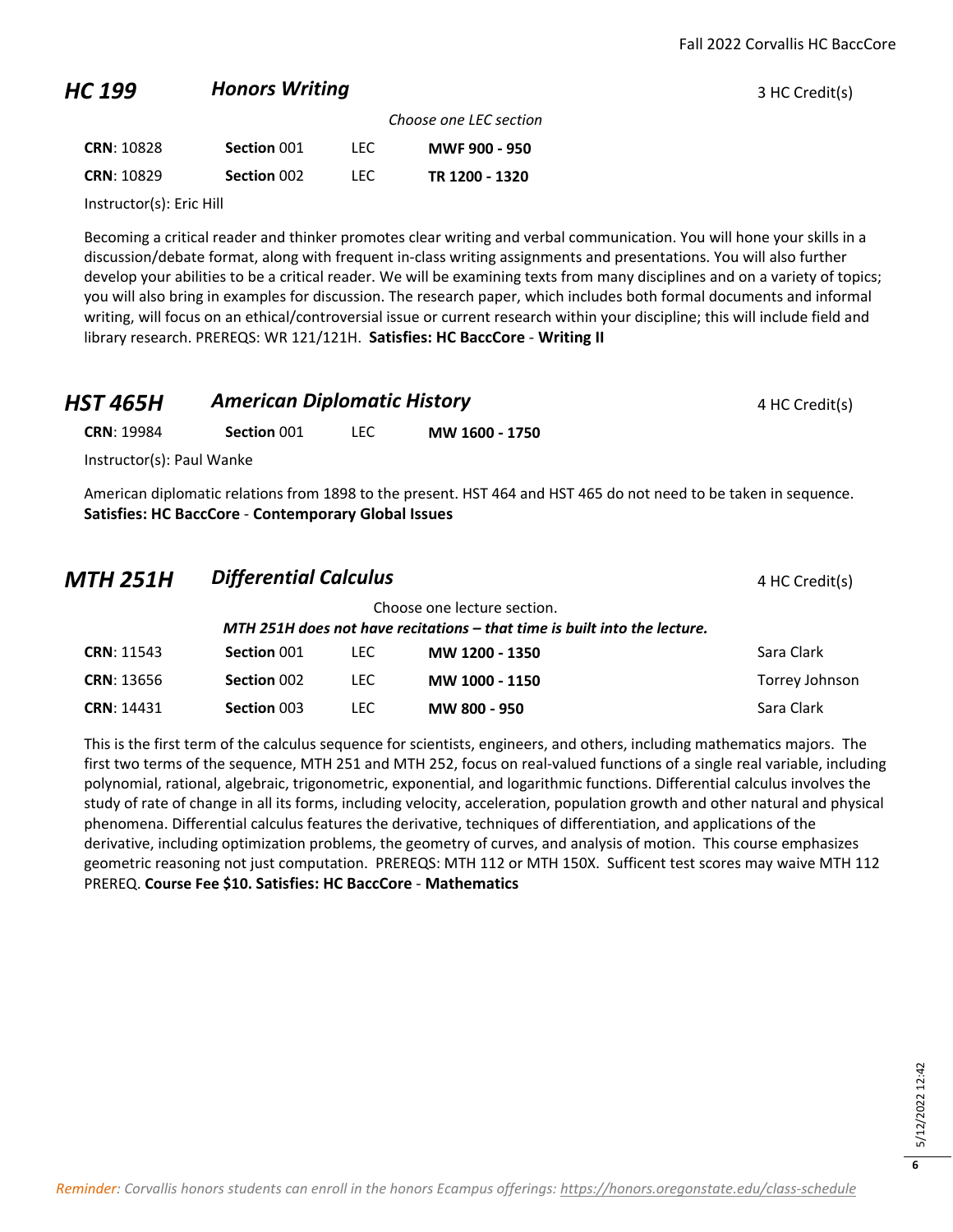## HC 199 — *Honors Writing* — 3 HC Credit(s)

*Choose one LEC section*

| CRN | Section | Type | Time |
|---|---|---|---|
| **CRN**: 10828 | **Section** 001 | LEC | **MWF 900 - 950** |
| **CRN**: 10829 | **Section** 002 | LEC | **TR 1200 - 1320** |

Instructor(s): Eric Hill

Becoming a critical reader and thinker promotes clear writing and verbal communication. You will hone your skills in a discussion/debate format, along with frequent in-class writing assignments and presentations. You will also further develop your abilities to be a critical reader. We will be examining texts from many disciplines and on a variety of topics; you will also bring in examples for discussion. The research paper, which includes both formal documents and informal writing, will focus on an ethical/controversial issue or current research within your discipline; this will include field and library research. PREREQS: WR 121/121H. **Satisfies: HC BaccCore** - **Writing II**

## HST 465H — *American Diplomatic History* — 4 HC Credit(s)

| CRN | Section | Type | Time |
|---|---|---|---|
| **CRN**: 19984 | **Section** 001 | LEC | **MW 1600 - 1750** |

Instructor(s): Paul Wanke

American diplomatic relations from 1898 to the present. HST 464 and HST 465 do not need to be taken in sequence. **Satisfies: HC BaccCore** - **Contemporary Global Issues**

## MTH 251H — *Differential Calculus* — 4 HC Credit(s)

Choose one lecture section.

***MTH 251H does not have recitations – that time is built into the lecture.***

| CRN | Section | Type | Time | Instructor |
|---|---|---|---|---|
| **CRN**: 11543 | **Section** 001 | LEC | **MW 1200 - 1350** | Sara Clark |
| **CRN**: 13656 | **Section** 002 | LEC | **MW 1000 - 1150** | Torrey Johnson |
| **CRN**: 14431 | **Section** 003 | LEC | **MW 800 - 950** | Sara Clark |

This is the first term of the calculus sequence for scientists, engineers, and others, including mathematics majors. The first two terms of the sequence, MTH 251 and MTH 252, focus on real-valued functions of a single real variable, including polynomial, rational, algebraic, trigonometric, exponential, and logarithmic functions. Differential calculus involves the study of rate of change in all its forms, including velocity, acceleration, population growth and other natural and physical phenomena. Differential calculus features the derivative, techniques of differentiation, and applications of the derivative, including optimization problems, the geometry of curves, and analysis of motion. This course emphasizes geometric reasoning not just computation. PREREQS: MTH 112 or MTH 150X. Sufficent test scores may waive MTH 112 PREREQ. **Course Fee $10. Satisfies: HC BaccCore** - **Mathematics**

*Reminder: Corvallis honors students can enroll in the honors Ecampus offerings: https://honors.oregonstate.edu/class-schedule*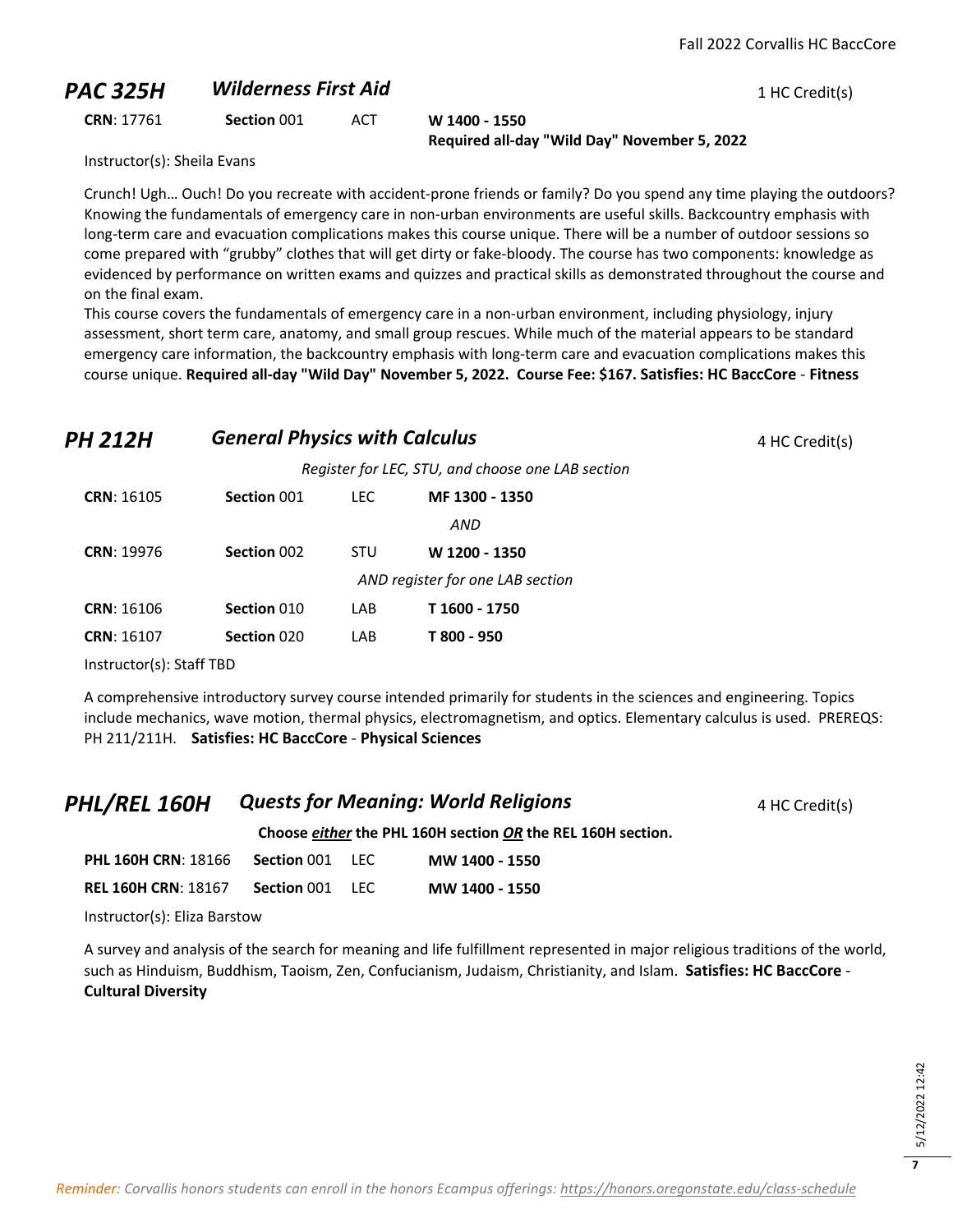## PAC 325H — *Wilderness First Aid* — 1 HC Credit(s)

| CRN | Section | Type | Time |
|---|---|---|---|
| **CRN**: 17761 | **Section** 001 | ACT | **W 1400 - 1550**<br>**Required all-day "Wild Day" November 5, 2022** |

Instructor(s): Sheila Evans

Crunch! Ugh… Ouch! Do you recreate with accident-prone friends or family? Do you spend any time playing the outdoors? Knowing the fundamentals of emergency care in non-urban environments are useful skills. Backcountry emphasis with long-term care and evacuation complications makes this course unique. There will be a number of outdoor sessions so come prepared with "grubby" clothes that will get dirty or fake-bloody. The course has two components: knowledge as evidenced by performance on written exams and quizzes and practical skills as demonstrated throughout the course and on the final exam.

This course covers the fundamentals of emergency care in a non-urban environment, including physiology, injury assessment, short term care, anatomy, and small group rescues. While much of the material appears to be standard emergency care information, the backcountry emphasis with long-term care and evacuation complications makes this course unique. **Required all-day "Wild Day" November 5, 2022. Course Fee: $167. Satisfies: HC BaccCore** - **Fitness**

## PH 212H — *General Physics with Calculus* — 4 HC Credit(s)

*Register for LEC, STU, and choose one LAB section*

| CRN | Section | Type | Time |
|---|---|---|---|
| **CRN**: 16105 | **Section** 001 | LEC | **MF 1300 - 1350** |
| | | | *AND* |
| **CRN**: 19976 | **Section** 002 | STU | **W 1200 - 1350** |
| | | | *AND register for one LAB section* |
| **CRN**: 16106 | **Section** 010 | LAB | **T 1600 - 1750** |
| **CRN**: 16107 | **Section** 020 | LAB | **T 800 - 950** |

Instructor(s): Staff TBD

A comprehensive introductory survey course intended primarily for students in the sciences and engineering. Topics include mechanics, wave motion, thermal physics, electromagnetism, and optics. Elementary calculus is used. PREREQS: PH 211/211H. **Satisfies: HC BaccCore** - **Physical Sciences**

## PHL/REL 160H — *Quests for Meaning: World Religions* — 4 HC Credit(s)

**Choose *either* the PHL 160H section *OR* the REL 160H section.**

| CRN | Section | Type | Time |
|---|---|---|---|
| **PHL 160H CRN**: 18166 | **Section** 001 | LEC | **MW 1400 - 1550** |
| **REL 160H CRN**: 18167 | **Section** 001 | LEC | **MW 1400 - 1550** |

Instructor(s): Eliza Barstow

A survey and analysis of the search for meaning and life fulfillment represented in major religious traditions of the world, such as Hinduism, Buddhism, Taoism, Zen, Confucianism, Judaism, Christianity, and Islam. **Satisfies: HC BaccCore** - **Cultural Diversity**

*Reminder: Corvallis honors students can enroll in the honors Ecampus offerings: https://honors.oregonstate.edu/class-schedule*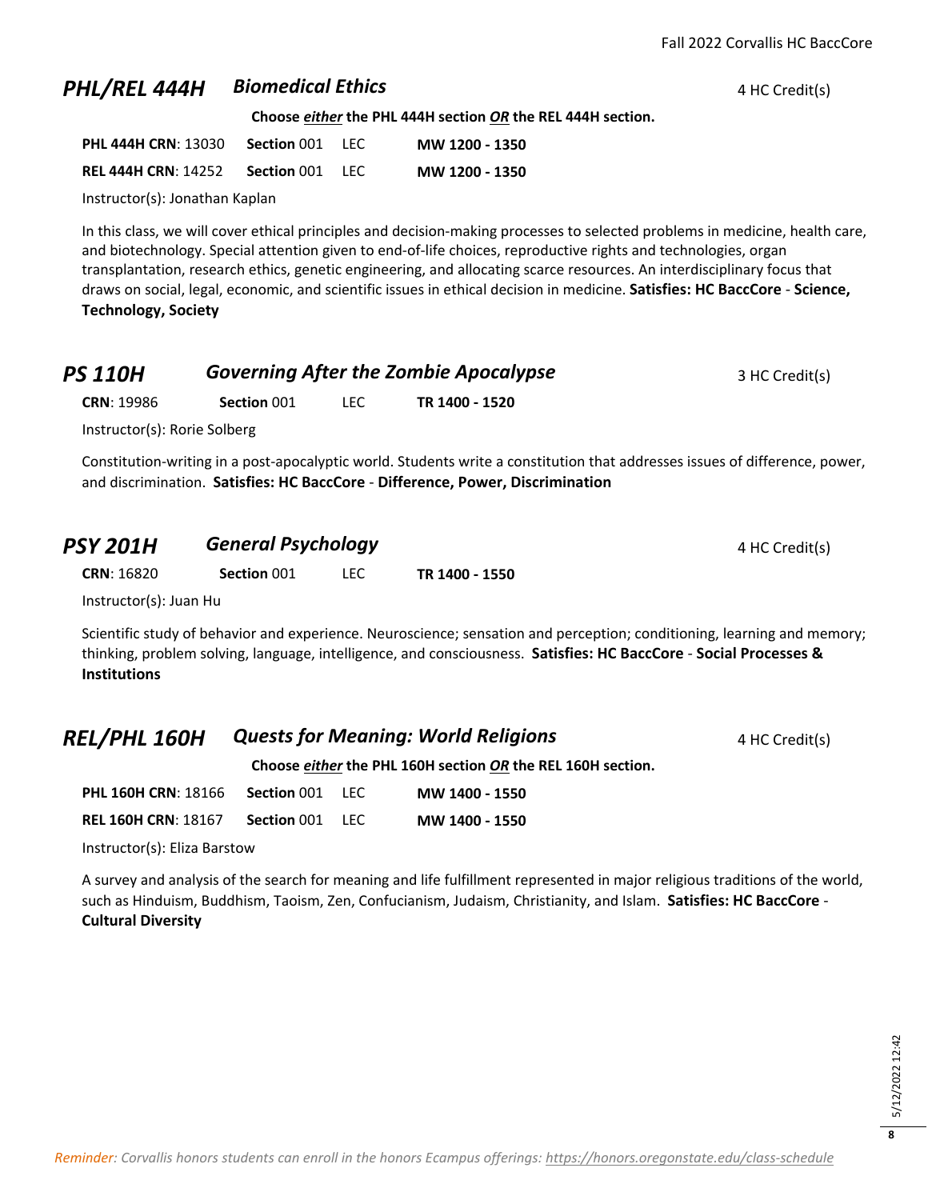## *PHL/REL 444H* *Biomedical Ethics*

4 HC Credit(s)

**Choose *either* the PHL 444H section *OR* the REL 444H section.**

| | | | |
|---|---|---|---|
| **PHL 444H CRN**: 13030 | **Section** 001 | LEC | **MW 1200 - 1350** |
| **REL 444H CRN**: 14252 | **Section** 001 | LEC | **MW 1200 - 1350** |

Instructor(s): Jonathan Kaplan

In this class, we will cover ethical principles and decision-making processes to selected problems in medicine, health care, and biotechnology. Special attention given to end-of-life choices, reproductive rights and technologies, organ transplantation, research ethics, genetic engineering, and allocating scarce resources. An interdisciplinary focus that draws on social, legal, economic, and scientific issues in ethical decision in medicine. **Satisfies: HC BaccCore** - **Science, Technology, Society**

## *PS 110H* *Governing After the Zombie Apocalypse*

3 HC Credit(s)

| | | | |
|---|---|---|---|
| **CRN**: 19986 | **Section** 001 | LEC | **TR 1400 - 1520** |

Instructor(s): Rorie Solberg

Constitution-writing in a post-apocalyptic world. Students write a constitution that addresses issues of difference, power, and discrimination. **Satisfies: HC BaccCore** - **Difference, Power, Discrimination**

## *PSY 201H* *General Psychology*

4 HC Credit(s)

| | | | |
|---|---|---|---|
| **CRN**: 16820 | **Section** 001 | LEC | **TR 1400 - 1550** |

Instructor(s): Juan Hu

Scientific study of behavior and experience. Neuroscience; sensation and perception; conditioning, learning and memory; thinking, problem solving, language, intelligence, and consciousness. **Satisfies: HC BaccCore** - **Social Processes & Institutions**

## *REL/PHL 160H* *Quests for Meaning: World Religions*

4 HC Credit(s)

**Choose *either* the PHL 160H section *OR* the REL 160H section.**

| | | | |
|---|---|---|---|
| **PHL 160H CRN**: 18166 | **Section** 001 | LEC | **MW 1400 - 1550** |
| **REL 160H CRN**: 18167 | **Section** 001 | LEC | **MW 1400 - 1550** |

Instructor(s): Eliza Barstow

A survey and analysis of the search for meaning and life fulfillment represented in major religious traditions of the world, such as Hinduism, Buddhism, Taoism, Zen, Confucianism, Judaism, Christianity, and Islam. **Satisfies: HC BaccCore** - **Cultural Diversity**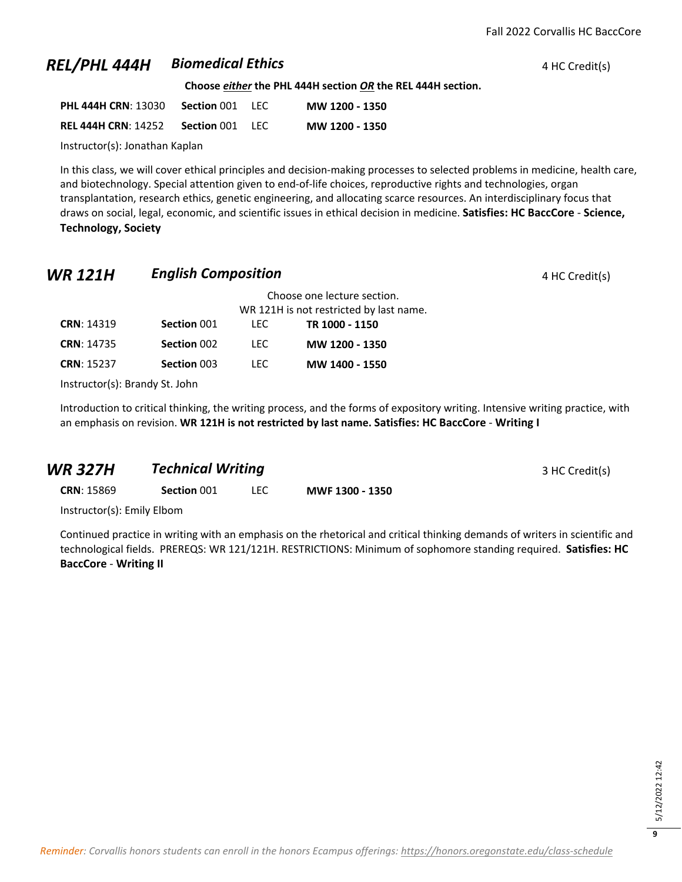## REL/PHL 444H *Biomedical Ethics*

4 HC Credit(s)

**Choose *either* the PHL 444H section *OR* the REL 444H section.**

| | | | |
|---|---|---|---|
| **PHL 444H CRN**: 13030 | **Section** 001 | LEC | **MW 1200 - 1350** |
| **REL 444H CRN**: 14252 | **Section** 001 | LEC | **MW 1200 - 1350** |

Instructor(s): Jonathan Kaplan

In this class, we will cover ethical principles and decision-making processes to selected problems in medicine, health care, and biotechnology. Special attention given to end-of-life choices, reproductive rights and technologies, organ transplantation, research ethics, genetic engineering, and allocating scarce resources. An interdisciplinary focus that draws on social, legal, economic, and scientific issues in ethical decision in medicine. **Satisfies: HC BaccCore** - **Science, Technology, Society**

## WR 121H *English Composition*

4 HC Credit(s)

Choose one lecture section.
WR 121H is not restricted by last name.

| | | | |
|---|---|---|---|
| **CRN**: 14319 | **Section** 001 | LEC | **TR 1000 - 1150** |
| **CRN**: 14735 | **Section** 002 | LEC | **MW 1200 - 1350** |
| **CRN**: 15237 | **Section** 003 | LEC | **MW 1400 - 1550** |

Instructor(s): Brandy St. John

Introduction to critical thinking, the writing process, and the forms of expository writing. Intensive writing practice, with an emphasis on revision. **WR 121H is not restricted by last name. Satisfies: HC BaccCore** - **Writing I**

## WR 327H *Technical Writing*

3 HC Credit(s)

| | | | |
|---|---|---|---|
| **CRN**: 15869 | **Section** 001 | LEC | **MWF 1300 - 1350** |

Instructor(s): Emily Elbom

Continued practice in writing with an emphasis on the rhetorical and critical thinking demands of writers in scientific and technological fields. PREREQS: WR 121/121H. RESTRICTIONS: Minimum of sophomore standing required. **Satisfies: HC BaccCore** - **Writing II**

*Reminder: Corvallis honors students can enroll in the honors Ecampus offerings: https://honors.oregonstate.edu/class-schedule*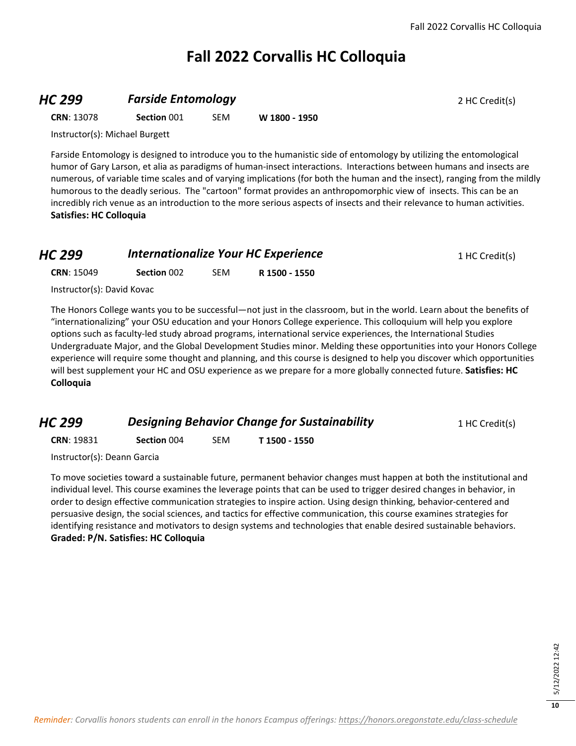# Fall 2022 Corvallis HC Colloquia

## *HC 299* *Farside Entomology*

2 HC Credit(s)

**CRN**: 13078 **Section** 001 SEM **W 1800 - 1950**

Instructor(s): Michael Burgett

Farside Entomology is designed to introduce you to the humanistic side of entomology by utilizing the entomological humor of Gary Larson, et alia as paradigms of human-insect interactions. Interactions between humans and insects are numerous, of variable time scales and of varying implications (for both the human and the insect), ranging from the mildly humorous to the deadly serious. The "cartoon" format provides an anthropomorphic view of insects. This can be an incredibly rich venue as an introduction to the more serious aspects of insects and their relevance to human activities. **Satisfies: HC Colloquia**

## *HC 299* *Internationalize Your HC Experience*

1 HC Credit(s)

**CRN**: 15049 **Section** 002 SEM **R 1500 - 1550**

Instructor(s): David Kovac

The Honors College wants you to be successful—not just in the classroom, but in the world. Learn about the benefits of "internationalizing" your OSU education and your Honors College experience. This colloquium will help you explore options such as faculty-led study abroad programs, international service experiences, the International Studies Undergraduate Major, and the Global Development Studies minor. Melding these opportunities into your Honors College experience will require some thought and planning, and this course is designed to help you discover which opportunities will best supplement your HC and OSU experience as we prepare for a more globally connected future. **Satisfies: HC Colloquia**

## *HC 299* *Designing Behavior Change for Sustainability*

1 HC Credit(s)

**CRN**: 19831 **Section** 004 SEM **T 1500 - 1550**

Instructor(s): Deann Garcia

To move societies toward a sustainable future, permanent behavior changes must happen at both the institutional and individual level. This course examines the leverage points that can be used to trigger desired changes in behavior, in order to design effective communication strategies to inspire action. Using design thinking, behavior-centered and persuasive design, the social sciences, and tactics for effective communication, this course examines strategies for identifying resistance and motivators to design systems and technologies that enable desired sustainable behaviors. **Graded: P/N. Satisfies: HC Colloquia**

*Reminder: Corvallis honors students can enroll in the honors Ecampus offerings: https://honors.oregonstate.edu/class-schedule*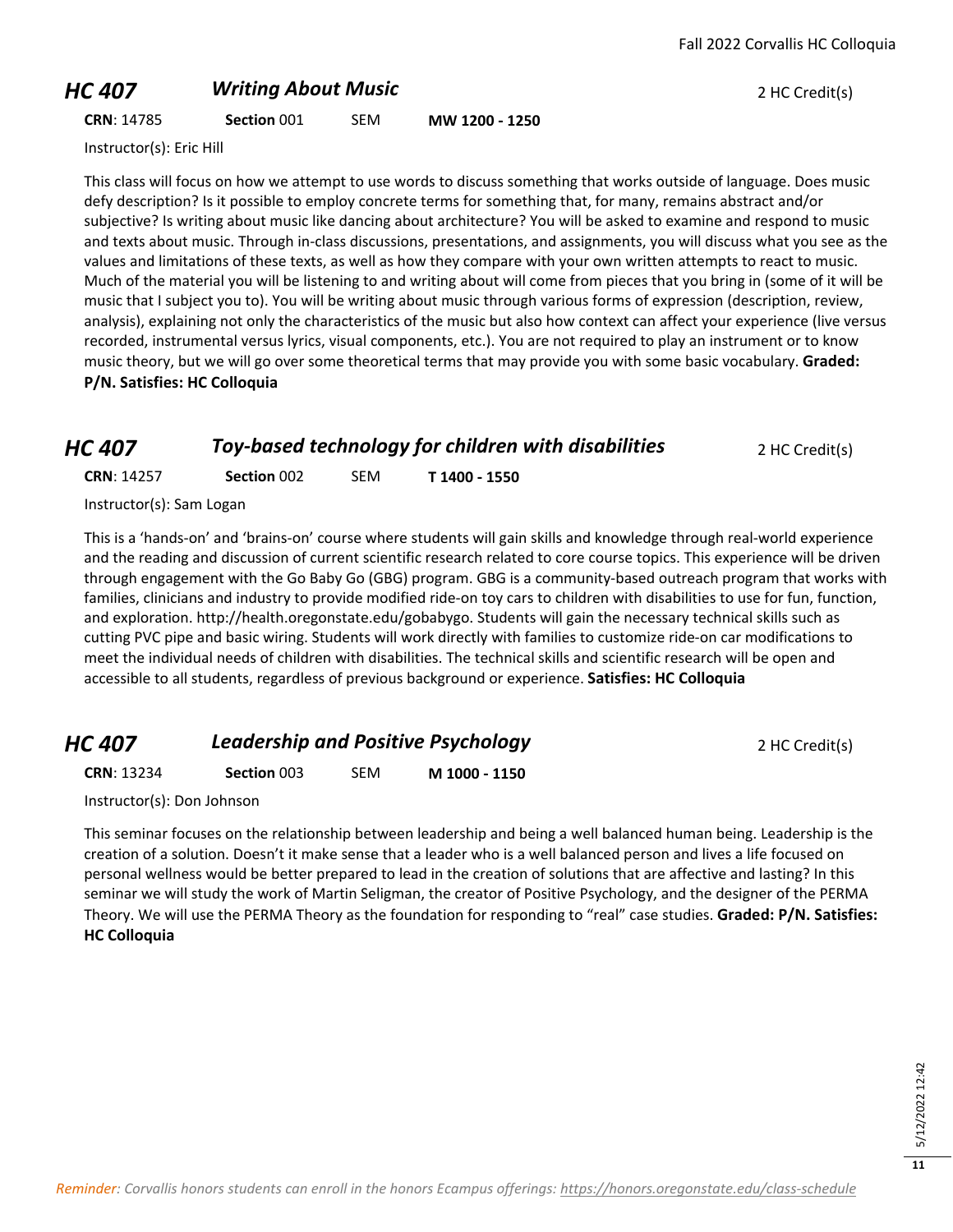## HC 407 — *Writing About Music* — 2 HC Credit(s)

**CRN**: 14785 **Section** 001 SEM **MW 1200 - 1250**

Instructor(s): Eric Hill

This class will focus on how we attempt to use words to discuss something that works outside of language. Does music defy description? Is it possible to employ concrete terms for something that, for many, remains abstract and/or subjective? Is writing about music like dancing about architecture? You will be asked to examine and respond to music and texts about music. Through in-class discussions, presentations, and assignments, you will discuss what you see as the values and limitations of these texts, as well as how they compare with your own written attempts to react to music. Much of the material you will be listening to and writing about will come from pieces that you bring in (some of it will be music that I subject you to). You will be writing about music through various forms of expression (description, review, analysis), explaining not only the characteristics of the music but also how context can affect your experience (live versus recorded, instrumental versus lyrics, visual components, etc.). You are not required to play an instrument or to know music theory, but we will go over some theoretical terms that may provide you with some basic vocabulary. **Graded: P/N. Satisfies: HC Colloquia**

## HC 407 — *Toy-based technology for children with disabilities* — 2 HC Credit(s)

**CRN**: 14257 **Section** 002 SEM **T 1400 - 1550**

Instructor(s): Sam Logan

This is a 'hands-on' and 'brains-on' course where students will gain skills and knowledge through real-world experience and the reading and discussion of current scientific research related to core course topics. This experience will be driven through engagement with the Go Baby Go (GBG) program. GBG is a community-based outreach program that works with families, clinicians and industry to provide modified ride-on toy cars to children with disabilities to use for fun, function, and exploration. http://health.oregonstate.edu/gobabygo. Students will gain the necessary technical skills such as cutting PVC pipe and basic wiring. Students will work directly with families to customize ride-on car modifications to meet the individual needs of children with disabilities. The technical skills and scientific research will be open and accessible to all students, regardless of previous background or experience. **Satisfies: HC Colloquia**

## HC 407 — *Leadership and Positive Psychology* — 2 HC Credit(s)

**CRN**: 13234 **Section** 003 SEM **M 1000 - 1150**

Instructor(s): Don Johnson

This seminar focuses on the relationship between leadership and being a well balanced human being. Leadership is the creation of a solution. Doesn't it make sense that a leader who is a well balanced person and lives a life focused on personal wellness would be better prepared to lead in the creation of solutions that are affective and lasting? In this seminar we will study the work of Martin Seligman, the creator of Positive Psychology, and the designer of the PERMA Theory. We will use the PERMA Theory as the foundation for responding to "real" case studies. **Graded: P/N. Satisfies: HC Colloquia**

*Reminder: Corvallis honors students can enroll in the honors Ecampus offerings: https://honors.oregonstate.edu/class-schedule*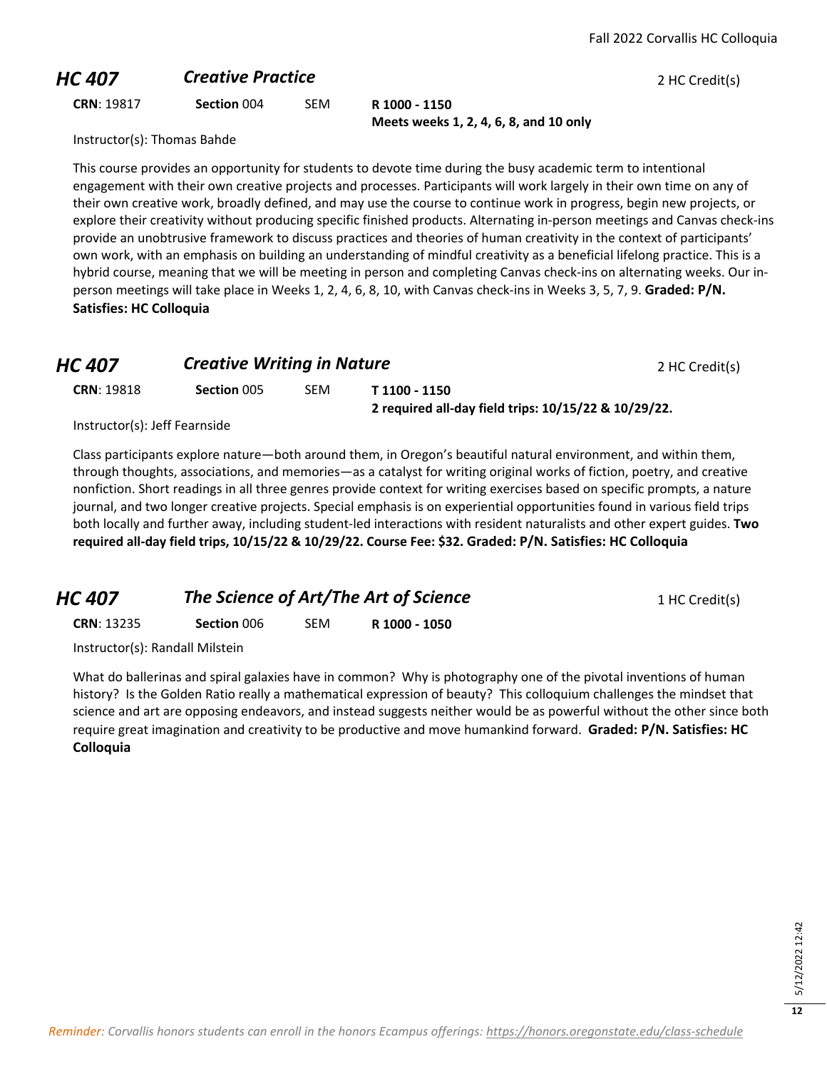## HC 407 *Creative Practice*

2 HC Credit(s)

**CRN**: 19817 **Section** 004 SEM **R 1000 - 1150**
**Meets weeks 1, 2, 4, 6, 8, and 10 only**

Instructor(s): Thomas Bahde

This course provides an opportunity for students to devote time during the busy academic term to intentional engagement with their own creative projects and processes. Participants will work largely in their own time on any of their own creative work, broadly defined, and may use the course to continue work in progress, begin new projects, or explore their creativity without producing specific finished products. Alternating in-person meetings and Canvas check-ins provide an unobtrusive framework to discuss practices and theories of human creativity in the context of participants' own work, with an emphasis on building an understanding of mindful creativity as a beneficial lifelong practice. This is a hybrid course, meaning that we will be meeting in person and completing Canvas check-ins on alternating weeks. Our in-person meetings will take place in Weeks 1, 2, 4, 6, 8, 10, with Canvas check-ins in Weeks 3, 5, 7, 9. **Graded: P/N. Satisfies: HC Colloquia**

## HC 407 *Creative Writing in Nature*

2 HC Credit(s)

**CRN**: 19818 **Section** 005 SEM **T 1100 - 1150**
**2 required all-day field trips: 10/15/22 & 10/29/22.**

Instructor(s): Jeff Fearnside

Class participants explore nature—both around them, in Oregon's beautiful natural environment, and within them, through thoughts, associations, and memories—as a catalyst for writing original works of fiction, poetry, and creative nonfiction. Short readings in all three genres provide context for writing exercises based on specific prompts, a nature journal, and two longer creative projects. Special emphasis is on experiential opportunities found in various field trips both locally and further away, including student-led interactions with resident naturalists and other expert guides. **Two required all-day field trips, 10/15/22 & 10/29/22. Course Fee: $32. Graded: P/N. Satisfies: HC Colloquia**

## HC 407 *The Science of Art/The Art of Science*

1 HC Credit(s)

**CRN**: 13235 **Section** 006 SEM **R 1000 - 1050**

Instructor(s): Randall Milstein

What do ballerinas and spiral galaxies have in common? Why is photography one of the pivotal inventions of human history? Is the Golden Ratio really a mathematical expression of beauty? This colloquium challenges the mindset that science and art are opposing endeavors, and instead suggests neither would be as powerful without the other since both require great imagination and creativity to be productive and move humankind forward. **Graded: P/N. Satisfies: HC Colloquia**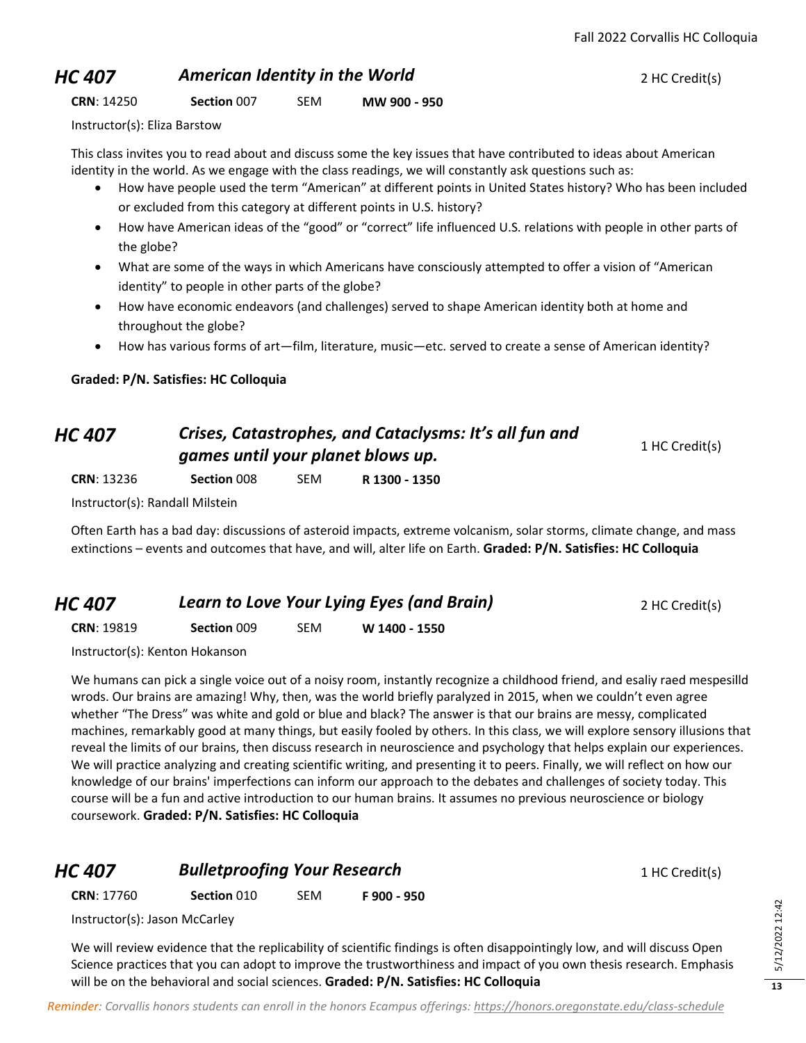## *HC 407 American Identity in the World*

2 HC Credit(s)

**CRN**: 14250 **Section** 007 SEM **MW 900 - 950**

Instructor(s): Eliza Barstow

This class invites you to read about and discuss some the key issues that have contributed to ideas about American identity in the world. As we engage with the class readings, we will constantly ask questions such as:

- How have people used the term "American" at different points in United States history? Who has been included or excluded from this category at different points in U.S. history?
- How have American ideas of the "good" or "correct" life influenced U.S. relations with people in other parts of the globe?
- What are some of the ways in which Americans have consciously attempted to offer a vision of "American identity" to people in other parts of the globe?
- How have economic endeavors (and challenges) served to shape American identity both at home and throughout the globe?
- How has various forms of art—film, literature, music—etc. served to create a sense of American identity?

**Graded: P/N. Satisfies: HC Colloquia**

## *HC 407 Crises, Catastrophes, and Cataclysms: It's all fun and games until your planet blows up.*

1 HC Credit(s)

**CRN**: 13236 **Section** 008 SEM **R 1300 - 1350**

Instructor(s): Randall Milstein

Often Earth has a bad day: discussions of asteroid impacts, extreme volcanism, solar storms, climate change, and mass extinctions – events and outcomes that have, and will, alter life on Earth. **Graded: P/N. Satisfies: HC Colloquia**

## *HC 407 Learn to Love Your Lying Eyes (and Brain)*

2 HC Credit(s)

**CRN**: 19819 **Section** 009 SEM **W 1400 - 1550**

Instructor(s): Kenton Hokanson

We humans can pick a single voice out of a noisy room, instantly recognize a childhood friend, and esaliy raed mespesilld wrods. Our brains are amazing! Why, then, was the world briefly paralyzed in 2015, when we couldn't even agree whether "The Dress" was white and gold or blue and black? The answer is that our brains are messy, complicated machines, remarkably good at many things, but easily fooled by others. In this class, we will explore sensory illusions that reveal the limits of our brains, then discuss research in neuroscience and psychology that helps explain our experiences. We will practice analyzing and creating scientific writing, and presenting it to peers. Finally, we will reflect on how our knowledge of our brains' imperfections can inform our approach to the debates and challenges of society today. This course will be a fun and active introduction to our human brains. It assumes no previous neuroscience or biology coursework. **Graded: P/N. Satisfies: HC Colloquia**

## *HC 407 Bulletproofing Your Research*

1 HC Credit(s)

**CRN**: 17760 **Section** 010 SEM **F 900 - 950**

Instructor(s): Jason McCarley

We will review evidence that the replicability of scientific findings is often disappointingly low, and will discuss Open Science practices that you can adopt to improve the trustworthiness and impact of you own thesis research. Emphasis will be on the behavioral and social sciences. **Graded: P/N. Satisfies: HC Colloquia**

*Reminder: Corvallis honors students can enroll in the honors Ecampus offerings: https://honors.oregonstate.edu/class-schedule*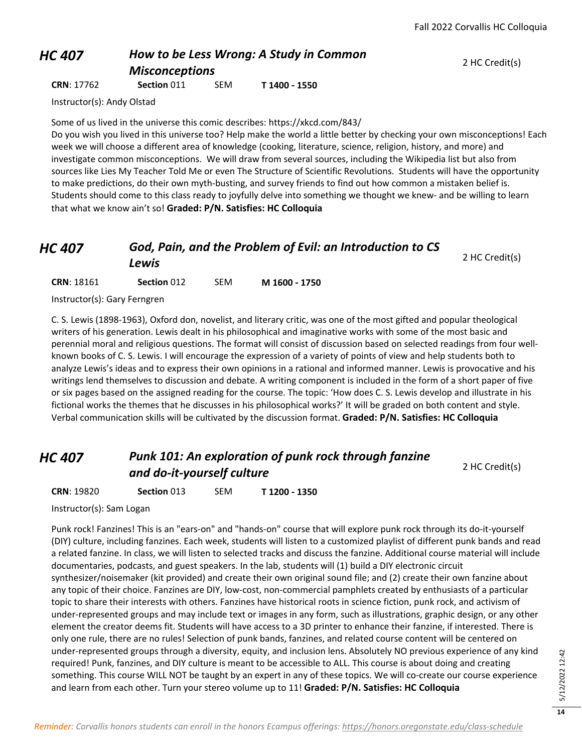## HC 407 *How to be Less Wrong: A Study in Common Misconceptions*

2 HC Credit(s)

**CRN**: 17762 **Section** 011 SEM **T 1400 - 1550**

Instructor(s): Andy Olstad

Some of us lived in the universe this comic describes: https://xkcd.com/843/
Do you wish you lived in this universe too? Help make the world a little better by checking your own misconceptions! Each week we will choose a different area of knowledge (cooking, literature, science, religion, history, and more) and investigate common misconceptions. We will draw from several sources, including the Wikipedia list but also from sources like Lies My Teacher Told Me or even The Structure of Scientific Revolutions. Students will have the opportunity to make predictions, do their own myth-busting, and survey friends to find out how common a mistaken belief is. Students should come to this class ready to joyfully delve into something we thought we knew- and be willing to learn that what we know ain't so! **Graded: P/N. Satisfies: HC Colloquia**

## HC 407 *God, Pain, and the Problem of Evil: an Introduction to CS Lewis*

2 HC Credit(s)

**CRN**: 18161 **Section** 012 SEM **M 1600 - 1750**

Instructor(s): Gary Ferngren

C. S. Lewis (1898-1963), Oxford don, novelist, and literary critic, was one of the most gifted and popular theological writers of his generation. Lewis dealt in his philosophical and imaginative works with some of the most basic and perennial moral and religious questions. The format will consist of discussion based on selected readings from four well-known books of C. S. Lewis. I will encourage the expression of a variety of points of view and help students both to analyze Lewis's ideas and to express their own opinions in a rational and informed manner. Lewis is provocative and his writings lend themselves to discussion and debate. A writing component is included in the form of a short paper of five or six pages based on the assigned reading for the course. The topic: 'How does C. S. Lewis develop and illustrate in his fictional works the themes that he discusses in his philosophical works?' It will be graded on both content and style. Verbal communication skills will be cultivated by the discussion format. **Graded: P/N. Satisfies: HC Colloquia**

## HC 407 *Punk 101: An exploration of punk rock through fanzine and do-it-yourself culture*

2 HC Credit(s)

**CRN**: 19820 **Section** 013 SEM **T 1200 - 1350**

Instructor(s): Sam Logan

Punk rock! Fanzines! This is an "ears-on" and "hands-on" course that will explore punk rock through its do-it-yourself (DIY) culture, including fanzines. Each week, students will listen to a customized playlist of different punk bands and read a related fanzine. In class, we will listen to selected tracks and discuss the fanzine. Additional course material will include documentaries, podcasts, and guest speakers. In the lab, students will (1) build a DIY electronic circuit synthesizer/noisemaker (kit provided) and create their own original sound file; and (2) create their own fanzine about any topic of their choice. Fanzines are DIY, low-cost, non-commercial pamphlets created by enthusiasts of a particular topic to share their interests with others. Fanzines have historical roots in science fiction, punk rock, and activism of under-represented groups and may include text or images in any form, such as illustrations, graphic design, or any other element the creator deems fit. Students will have access to a 3D printer to enhance their fanzine, if interested. There is only one rule, there are no rules! Selection of punk bands, fanzines, and related course content will be centered on under-represented groups through a diversity, equity, and inclusion lens. Absolutely NO previous experience of any kind required! Punk, fanzines, and DIY culture is meant to be accessible to ALL. This course is about doing and creating something. This course WILL NOT be taught by an expert in any of these topics. We will co-create our course experience and learn from each other. Turn your stereo volume up to 11! **Graded: P/N. Satisfies: HC Colloquia**

*Reminder: Corvallis honors students can enroll in the honors Ecampus offerings: https://honors.oregonstate.edu/class-schedule*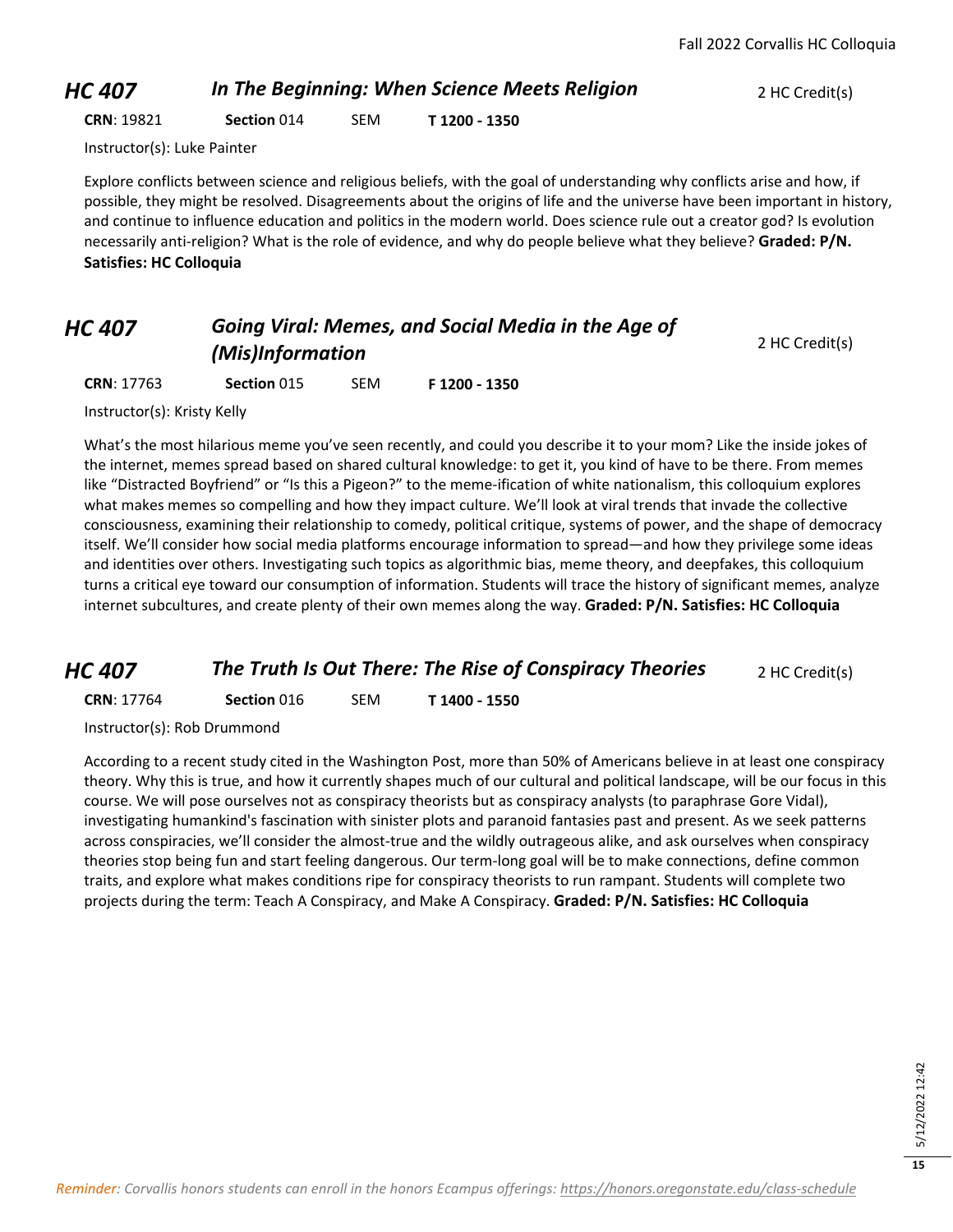## HC 407 — *In The Beginning: When Science Meets Religion* — 2 HC Credit(s)

**CRN**: 19821 **Section** 014 SEM **T 1200 - 1350**

Instructor(s): Luke Painter

Explore conflicts between science and religious beliefs, with the goal of understanding why conflicts arise and how, if possible, they might be resolved. Disagreements about the origins of life and the universe have been important in history, and continue to influence education and politics in the modern world. Does science rule out a creator god? Is evolution necessarily anti-religion? What is the role of evidence, and why do people believe what they believe? **Graded: P/N. Satisfies: HC Colloquia**

## HC 407 — *Going Viral: Memes, and Social Media in the Age of (Mis)Information* — 2 HC Credit(s)

**CRN**: 17763 **Section** 015 SEM **F 1200 - 1350**

Instructor(s): Kristy Kelly

What's the most hilarious meme you've seen recently, and could you describe it to your mom? Like the inside jokes of the internet, memes spread based on shared cultural knowledge: to get it, you kind of have to be there. From memes like "Distracted Boyfriend" or "Is this a Pigeon?" to the meme-ification of white nationalism, this colloquium explores what makes memes so compelling and how they impact culture. We'll look at viral trends that invade the collective consciousness, examining their relationship to comedy, political critique, systems of power, and the shape of democracy itself. We'll consider how social media platforms encourage information to spread—and how they privilege some ideas and identities over others. Investigating such topics as algorithmic bias, meme theory, and deepfakes, this colloquium turns a critical eye toward our consumption of information. Students will trace the history of significant memes, analyze internet subcultures, and create plenty of their own memes along the way. **Graded: P/N. Satisfies: HC Colloquia**

## HC 407 — *The Truth Is Out There: The Rise of Conspiracy Theories* — 2 HC Credit(s)

**CRN**: 17764 **Section** 016 SEM **T 1400 - 1550**

Instructor(s): Rob Drummond

According to a recent study cited in the Washington Post, more than 50% of Americans believe in at least one conspiracy theory. Why this is true, and how it currently shapes much of our cultural and political landscape, will be our focus in this course. We will pose ourselves not as conspiracy theorists but as conspiracy analysts (to paraphrase Gore Vidal), investigating humankind's fascination with sinister plots and paranoid fantasies past and present. As we seek patterns across conspiracies, we'll consider the almost-true and the wildly outrageous alike, and ask ourselves when conspiracy theories stop being fun and start feeling dangerous. Our term-long goal will be to make connections, define common traits, and explore what makes conditions ripe for conspiracy theorists to run rampant. Students will complete two projects during the term: Teach A Conspiracy, and Make A Conspiracy. **Graded: P/N. Satisfies: HC Colloquia**

*Reminder: Corvallis honors students can enroll in the honors Ecampus offerings: https://honors.oregonstate.edu/class-schedule*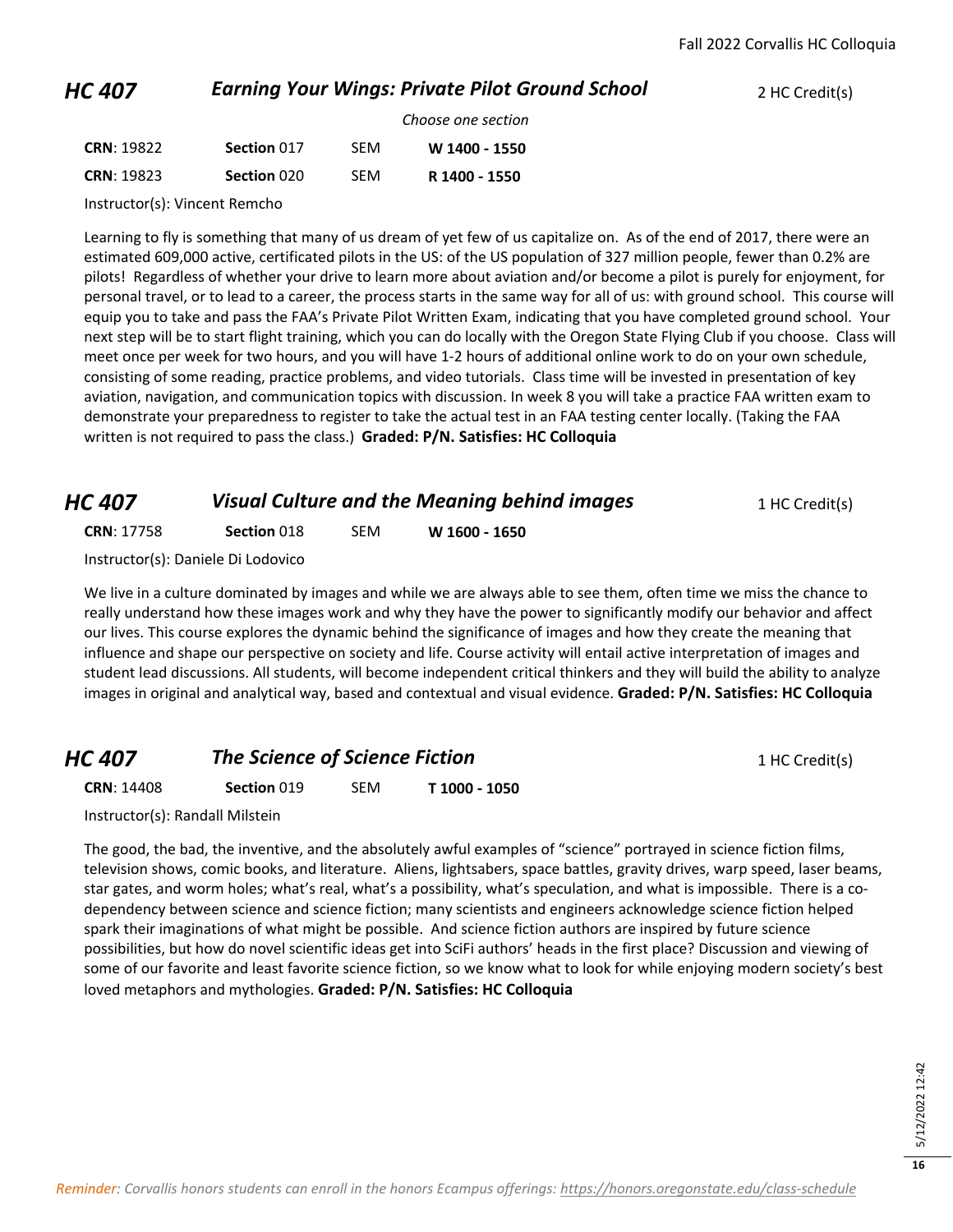## HC 407 — *Earning Your Wings: Private Pilot Ground School* — 2 HC Credit(s)

*Choose one section*

| CRN | Section | Type | Time |
|---|---|---|---|
| **CRN**: 19822 | **Section** 017 | SEM | **W 1400 - 1550** |
| **CRN**: 19823 | **Section** 020 | SEM | **R 1400 - 1550** |

Instructor(s): Vincent Remcho

Learning to fly is something that many of us dream of yet few of us capitalize on. As of the end of 2017, there were an estimated 609,000 active, certificated pilots in the US: of the US population of 327 million people, fewer than 0.2% are pilots! Regardless of whether your drive to learn more about aviation and/or become a pilot is purely for enjoyment, for personal travel, or to lead to a career, the process starts in the same way for all of us: with ground school. This course will equip you to take and pass the FAA's Private Pilot Written Exam, indicating that you have completed ground school. Your next step will be to start flight training, which you can do locally with the Oregon State Flying Club if you choose. Class will meet once per week for two hours, and you will have 1-2 hours of additional online work to do on your own schedule, consisting of some reading, practice problems, and video tutorials. Class time will be invested in presentation of key aviation, navigation, and communication topics with discussion. In week 8 you will take a practice FAA written exam to demonstrate your preparedness to register to take the actual test in an FAA testing center locally. (Taking the FAA written is not required to pass the class.) **Graded: P/N. Satisfies: HC Colloquia**

## HC 407 — *Visual Culture and the Meaning behind images* — 1 HC Credit(s)

| CRN | Section | Type | Time |
|---|---|---|---|
| **CRN**: 17758 | **Section** 018 | SEM | **W 1600 - 1650** |

Instructor(s): Daniele Di Lodovico

We live in a culture dominated by images and while we are always able to see them, often time we miss the chance to really understand how these images work and why they have the power to significantly modify our behavior and affect our lives. This course explores the dynamic behind the significance of images and how they create the meaning that influence and shape our perspective on society and life. Course activity will entail active interpretation of images and student lead discussions. All students, will become independent critical thinkers and they will build the ability to analyze images in original and analytical way, based and contextual and visual evidence. **Graded: P/N. Satisfies: HC Colloquia**

## HC 407 — *The Science of Science Fiction* — 1 HC Credit(s)

| CRN | Section | Type | Time |
|---|---|---|---|
| **CRN**: 14408 | **Section** 019 | SEM | **T 1000 - 1050** |

Instructor(s): Randall Milstein

The good, the bad, the inventive, and the absolutely awful examples of "science" portrayed in science fiction films, television shows, comic books, and literature. Aliens, lightsabers, space battles, gravity drives, warp speed, laser beams, star gates, and worm holes; what's real, what's a possibility, what's speculation, and what is impossible. There is a co-dependency between science and science fiction; many scientists and engineers acknowledge science fiction helped spark their imaginations of what might be possible. And science fiction authors are inspired by future science possibilities, but how do novel scientific ideas get into SciFi authors' heads in the first place? Discussion and viewing of some of our favorite and least favorite science fiction, so we know what to look for while enjoying modern society's best loved metaphors and mythologies. **Graded: P/N. Satisfies: HC Colloquia**

*Reminder: Corvallis honors students can enroll in the honors Ecampus offerings: https://honors.oregonstate.edu/class-schedule*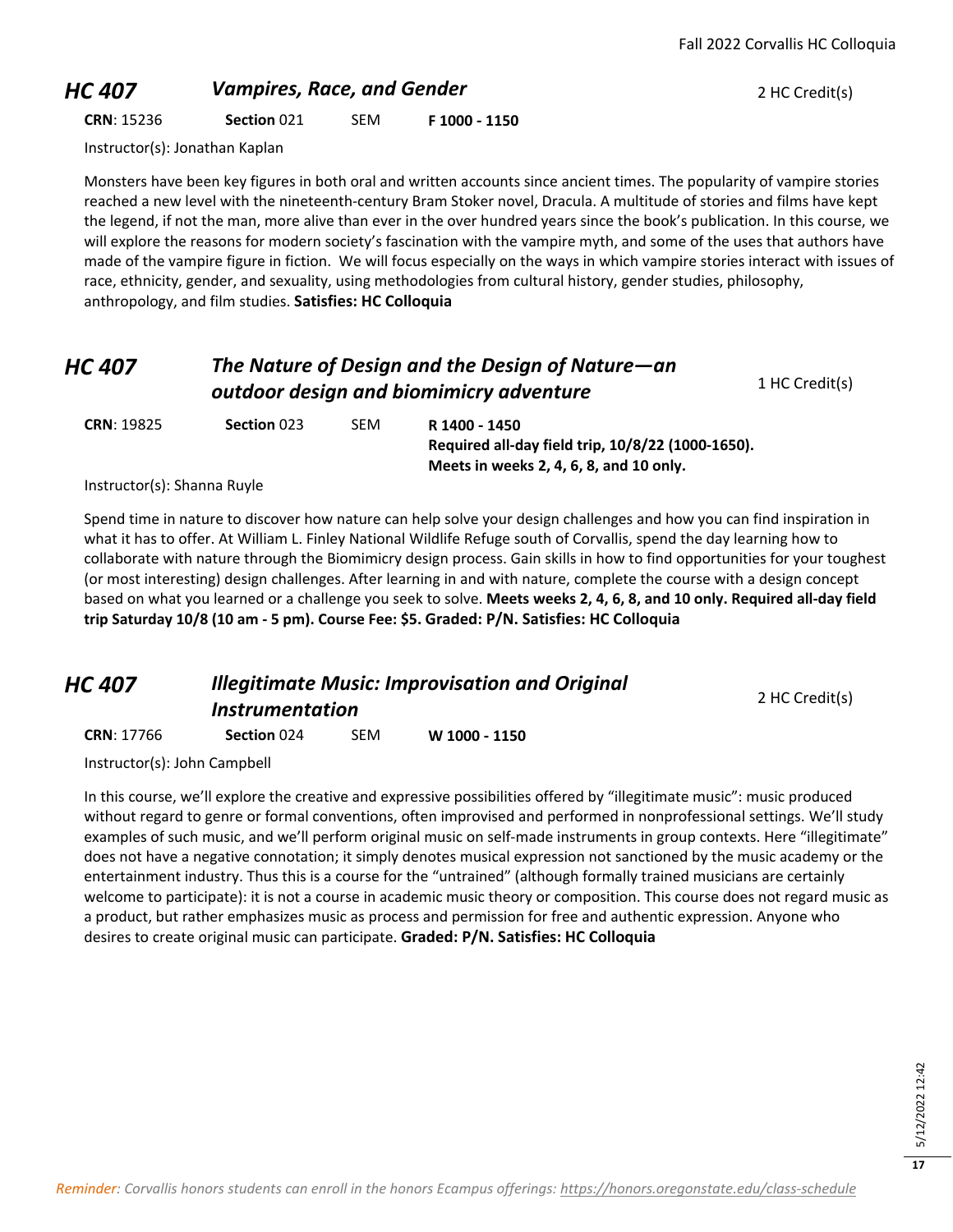## HC 407 — *Vampires, Race, and Gender* — 2 HC Credit(s)

**CRN**: 15236 **Section** 021 SEM **F 1000 - 1150**

Instructor(s): Jonathan Kaplan

Monsters have been key figures in both oral and written accounts since ancient times. The popularity of vampire stories reached a new level with the nineteenth-century Bram Stoker novel, Dracula. A multitude of stories and films have kept the legend, if not the man, more alive than ever in the over hundred years since the book's publication. In this course, we will explore the reasons for modern society's fascination with the vampire myth, and some of the uses that authors have made of the vampire figure in fiction. We will focus especially on the ways in which vampire stories interact with issues of race, ethnicity, gender, and sexuality, using methodologies from cultural history, gender studies, philosophy, anthropology, and film studies. **Satisfies: HC Colloquia**

## HC 407 — *The Nature of Design and the Design of Nature—an outdoor design and biomimicry adventure* — 1 HC Credit(s)

**CRN**: 19825 **Section** 023 SEM **R 1400 - 1450**
**Required all-day field trip, 10/8/22 (1000-1650).**
**Meets in weeks 2, 4, 6, 8, and 10 only.**

Instructor(s): Shanna Ruyle

Spend time in nature to discover how nature can help solve your design challenges and how you can find inspiration in what it has to offer. At William L. Finley National Wildlife Refuge south of Corvallis, spend the day learning how to collaborate with nature through the Biomimicry design process. Gain skills in how to find opportunities for your toughest (or most interesting) design challenges. After learning in and with nature, complete the course with a design concept based on what you learned or a challenge you seek to solve. **Meets weeks 2, 4, 6, 8, and 10 only. Required all-day field trip Saturday 10/8 (10 am - 5 pm). Course Fee: $5. Graded: P/N. Satisfies: HC Colloquia**

## HC 407 — *Illegitimate Music: Improvisation and Original Instrumentation* — 2 HC Credit(s)

**CRN**: 17766 **Section** 024 SEM **W 1000 - 1150**

Instructor(s): John Campbell

In this course, we'll explore the creative and expressive possibilities offered by "illegitimate music": music produced without regard to genre or formal conventions, often improvised and performed in nonprofessional settings. We'll study examples of such music, and we'll perform original music on self-made instruments in group contexts. Here "illegitimate" does not have a negative connotation; it simply denotes musical expression not sanctioned by the music academy or the entertainment industry. Thus this is a course for the "untrained" (although formally trained musicians are certainly welcome to participate): it is not a course in academic music theory or composition. This course does not regard music as a product, but rather emphasizes music as process and permission for free and authentic expression. Anyone who desires to create original music can participate. **Graded: P/N. Satisfies: HC Colloquia**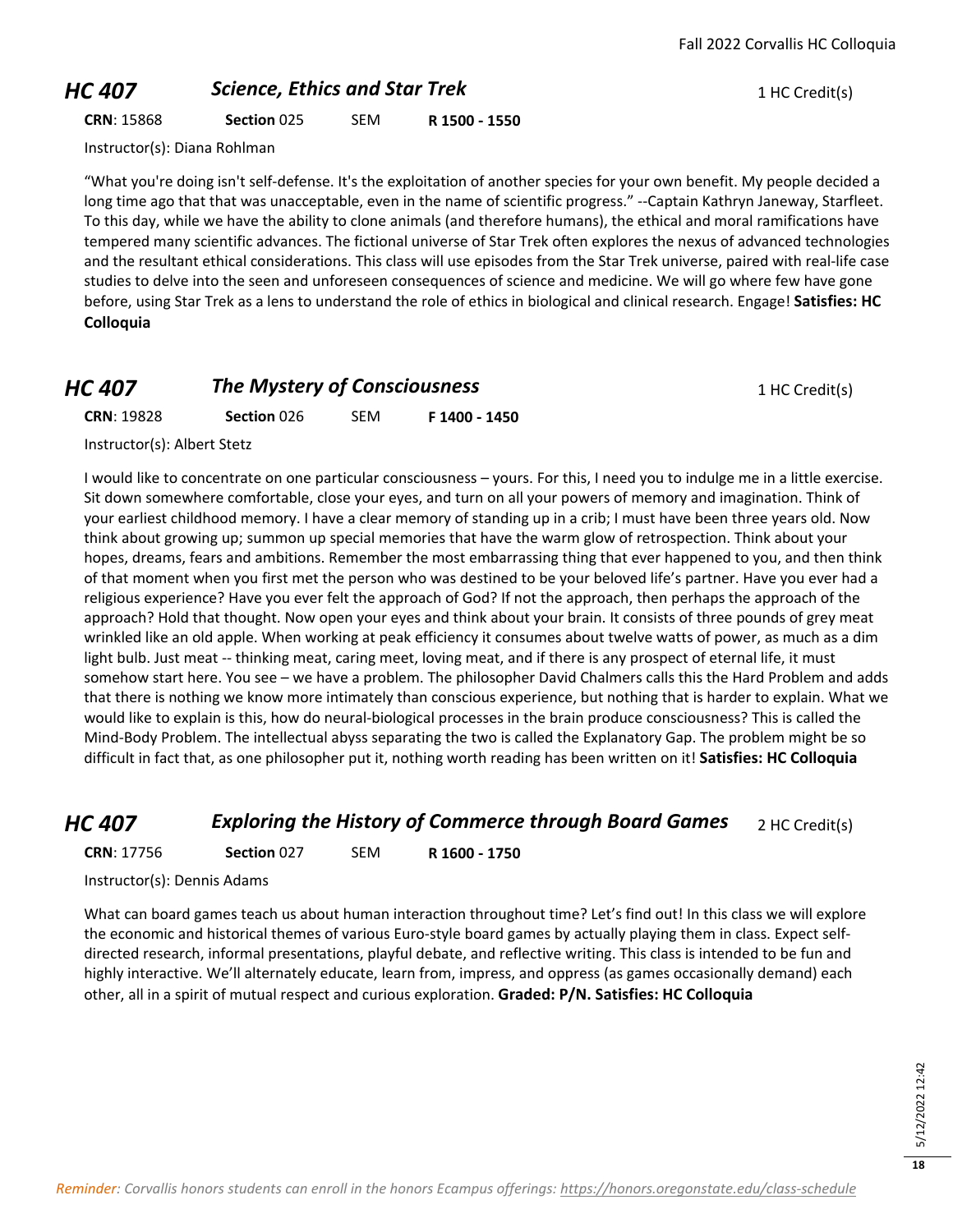## HC 407 *Science, Ethics and Star Trek* 1 HC Credit(s)

**CRN**: 15868 **Section** 025 SEM **R 1500 - 1550**

Instructor(s): Diana Rohlman

"What you're doing isn't self-defense. It's the exploitation of another species for your own benefit. My people decided a long time ago that that was unacceptable, even in the name of scientific progress." --Captain Kathryn Janeway, Starfleet. To this day, while we have the ability to clone animals (and therefore humans), the ethical and moral ramifications have tempered many scientific advances. The fictional universe of Star Trek often explores the nexus of advanced technologies and the resultant ethical considerations. This class will use episodes from the Star Trek universe, paired with real-life case studies to delve into the seen and unforeseen consequences of science and medicine. We will go where few have gone before, using Star Trek as a lens to understand the role of ethics in biological and clinical research. Engage! **Satisfies: HC Colloquia**

## HC 407 *The Mystery of Consciousness* 1 HC Credit(s)

**CRN**: 19828 **Section** 026 SEM **F 1400 - 1450**

Instructor(s): Albert Stetz

I would like to concentrate on one particular consciousness – yours. For this, I need you to indulge me in a little exercise. Sit down somewhere comfortable, close your eyes, and turn on all your powers of memory and imagination. Think of your earliest childhood memory. I have a clear memory of standing up in a crib; I must have been three years old. Now think about growing up; summon up special memories that have the warm glow of retrospection. Think about your hopes, dreams, fears and ambitions. Remember the most embarrassing thing that ever happened to you, and then think of that moment when you first met the person who was destined to be your beloved life's partner. Have you ever had a religious experience? Have you ever felt the approach of God? If not the approach, then perhaps the approach of the approach? Hold that thought. Now open your eyes and think about your brain. It consists of three pounds of grey meat wrinkled like an old apple. When working at peak efficiency it consumes about twelve watts of power, as much as a dim light bulb. Just meat -- thinking meat, caring meet, loving meat, and if there is any prospect of eternal life, it must somehow start here. You see – we have a problem. The philosopher David Chalmers calls this the Hard Problem and adds that there is nothing we know more intimately than conscious experience, but nothing that is harder to explain. What we would like to explain is this, how do neural-biological processes in the brain produce consciousness? This is called the Mind-Body Problem. The intellectual abyss separating the two is called the Explanatory Gap. The problem might be so difficult in fact that, as one philosopher put it, nothing worth reading has been written on it! **Satisfies: HC Colloquia**

## HC 407 *Exploring the History of Commerce through Board Games* 2 HC Credit(s)

**CRN**: 17756 **Section** 027 SEM **R 1600 - 1750**

Instructor(s): Dennis Adams

What can board games teach us about human interaction throughout time? Let's find out! In this class we will explore the economic and historical themes of various Euro-style board games by actually playing them in class. Expect self-directed research, informal presentations, playful debate, and reflective writing. This class is intended to be fun and highly interactive. We'll alternately educate, learn from, impress, and oppress (as games occasionally demand) each other, all in a spirit of mutual respect and curious exploration. **Graded: P/N. Satisfies: HC Colloquia**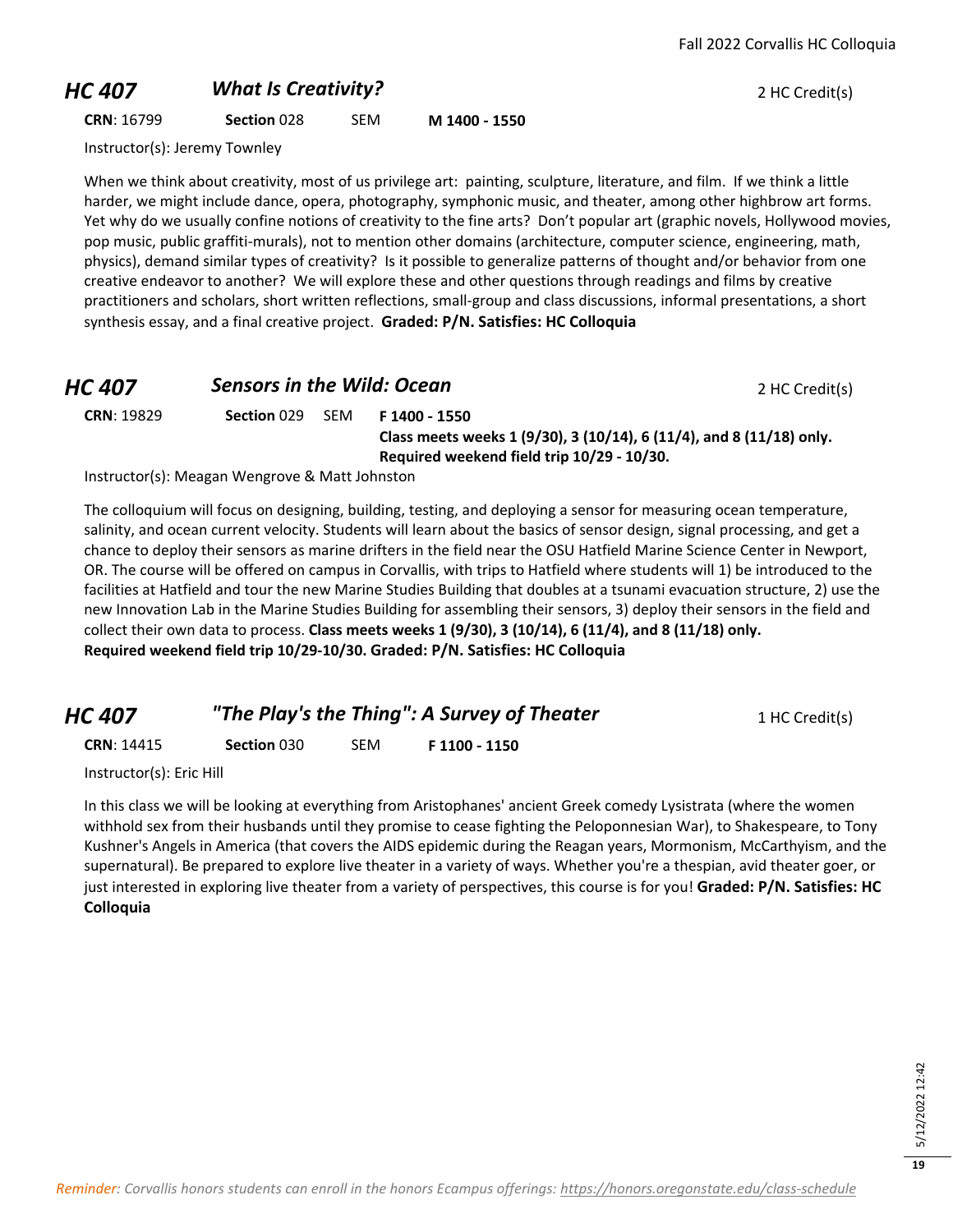## HC 407 *What Is Creativity?* 2 HC Credit(s)

**CRN**: 16799 **Section** 028 SEM **M 1400 - 1550**

Instructor(s): Jeremy Townley

When we think about creativity, most of us privilege art: painting, sculpture, literature, and film. If we think a little harder, we might include dance, opera, photography, symphonic music, and theater, among other highbrow art forms. Yet why do we usually confine notions of creativity to the fine arts? Don't popular art (graphic novels, Hollywood movies, pop music, public graffiti-murals), not to mention other domains (architecture, computer science, engineering, math, physics), demand similar types of creativity? Is it possible to generalize patterns of thought and/or behavior from one creative endeavor to another? We will explore these and other questions through readings and films by creative practitioners and scholars, short written reflections, small-group and class discussions, informal presentations, a short synthesis essay, and a final creative project. **Graded: P/N. Satisfies: HC Colloquia**

## HC 407 *Sensors in the Wild: Ocean* 2 HC Credit(s)

**CRN**: 19829 **Section** 029 SEM **F 1400 - 1550**
**Class meets weeks 1 (9/30), 3 (10/14), 6 (11/4), and 8 (11/18) only.**
**Required weekend field trip 10/29 - 10/30.**

Instructor(s): Meagan Wengrove & Matt Johnston

The colloquium will focus on designing, building, testing, and deploying a sensor for measuring ocean temperature, salinity, and ocean current velocity. Students will learn about the basics of sensor design, signal processing, and get a chance to deploy their sensors as marine drifters in the field near the OSU Hatfield Marine Science Center in Newport, OR. The course will be offered on campus in Corvallis, with trips to Hatfield where students will 1) be introduced to the facilities at Hatfield and tour the new Marine Studies Building that doubles at a tsunami evacuation structure, 2) use the new Innovation Lab in the Marine Studies Building for assembling their sensors, 3) deploy their sensors in the field and collect their own data to process. **Class meets weeks 1 (9/30), 3 (10/14), 6 (11/4), and 8 (11/18) only. Required weekend field trip 10/29-10/30. Graded: P/N. Satisfies: HC Colloquia**

## HC 407 *"The Play's the Thing": A Survey of Theater* 1 HC Credit(s)

**CRN**: 14415 **Section** 030 SEM **F 1100 - 1150**

Instructor(s): Eric Hill

In this class we will be looking at everything from Aristophanes' ancient Greek comedy Lysistrata (where the women withhold sex from their husbands until they promise to cease fighting the Peloponnesian War), to Shakespeare, to Tony Kushner's Angels in America (that covers the AIDS epidemic during the Reagan years, Mormonism, McCarthyism, and the supernatural). Be prepared to explore live theater in a variety of ways. Whether you're a thespian, avid theater goer, or just interested in exploring live theater from a variety of perspectives, this course is for you! **Graded: P/N. Satisfies: HC Colloquia**

*Reminder: Corvallis honors students can enroll in the honors Ecampus offerings: https://honors.oregonstate.edu/class-schedule*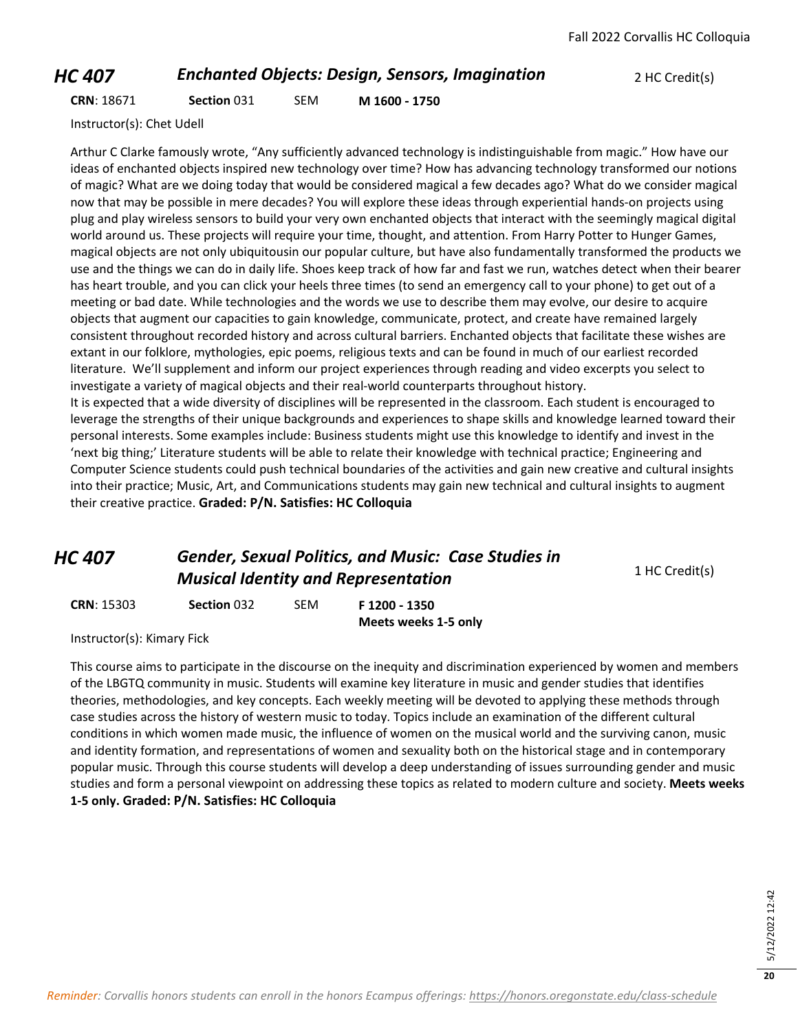## *HC 407 Enchanted Objects: Design, Sensors, Imagination*

2 HC Credit(s)

**CRN**: 18671 **Section** 031 SEM **M 1600 - 1750**

Instructor(s): Chet Udell

Arthur C Clarke famously wrote, "Any sufficiently advanced technology is indistinguishable from magic." How have our ideas of enchanted objects inspired new technology over time? How has advancing technology transformed our notions of magic? What are we doing today that would be considered magical a few decades ago? What do we consider magical now that may be possible in mere decades? You will explore these ideas through experiential hands-on projects using plug and play wireless sensors to build your very own enchanted objects that interact with the seemingly magical digital world around us. These projects will require your time, thought, and attention. From Harry Potter to Hunger Games, magical objects are not only ubiquitousin our popular culture, but have also fundamentally transformed the products we use and the things we can do in daily life. Shoes keep track of how far and fast we run, watches detect when their bearer has heart trouble, and you can click your heels three times (to send an emergency call to your phone) to get out of a meeting or bad date. While technologies and the words we use to describe them may evolve, our desire to acquire objects that augment our capacities to gain knowledge, communicate, protect, and create have remained largely consistent throughout recorded history and across cultural barriers. Enchanted objects that facilitate these wishes are extant in our folklore, mythologies, epic poems, religious texts and can be found in much of our earliest recorded literature. We'll supplement and inform our project experiences through reading and video excerpts you select to investigate a variety of magical objects and their real-world counterparts throughout history.

It is expected that a wide diversity of disciplines will be represented in the classroom. Each student is encouraged to leverage the strengths of their unique backgrounds and experiences to shape skills and knowledge learned toward their personal interests. Some examples include: Business students might use this knowledge to identify and invest in the 'next big thing;' Literature students will be able to relate their knowledge with technical practice; Engineering and Computer Science students could push technical boundaries of the activities and gain new creative and cultural insights into their practice; Music, Art, and Communications students may gain new technical and cultural insights to augment their creative practice. **Graded: P/N. Satisfies: HC Colloquia**

## *HC 407 Gender, Sexual Politics, and Music: Case Studies in Musical Identity and Representation*

1 HC Credit(s)

**CRN**: 15303 **Section** 032 SEM **F 1200 - 1350**
**Meets weeks 1-5 only**

Instructor(s): Kimary Fick

This course aims to participate in the discourse on the inequity and discrimination experienced by women and members of the LBGTQ community in music. Students will examine key literature in music and gender studies that identifies theories, methodologies, and key concepts. Each weekly meeting will be devoted to applying these methods through case studies across the history of western music to today. Topics include an examination of the different cultural conditions in which women made music, the influence of women on the musical world and the surviving canon, music and identity formation, and representations of women and sexuality both on the historical stage and in contemporary popular music. Through this course students will develop a deep understanding of issues surrounding gender and music studies and form a personal viewpoint on addressing these topics as related to modern culture and society. **Meets weeks 1-5 only. Graded: P/N. Satisfies: HC Colloquia**

*Reminder: Corvallis honors students can enroll in the honors Ecampus offerings: https://honors.oregonstate.edu/class-schedule*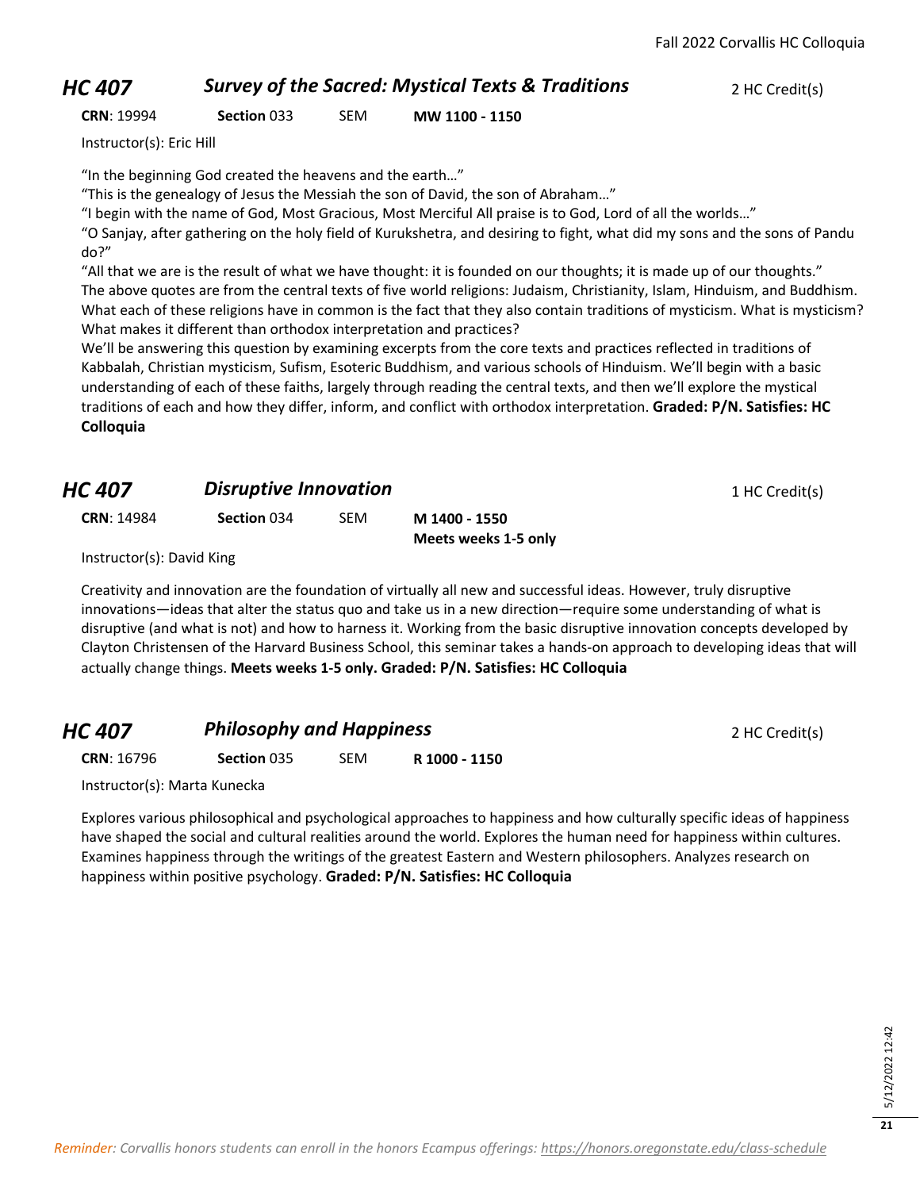## HC 407 — *Survey of the Sacred: Mystical Texts & Traditions* — 2 HC Credit(s)

**CRN**: 19994 **Section** 033 SEM **MW 1100 - 1150**

Instructor(s): Eric Hill

"In the beginning God created the heavens and the earth…"
"This is the genealogy of Jesus the Messiah the son of David, the son of Abraham…"
"I begin with the name of God, Most Gracious, Most Merciful All praise is to God, Lord of all the worlds…"
"O Sanjay, after gathering on the holy field of Kurukshetra, and desiring to fight, what did my sons and the sons of Pandu do?"
"All that we are is the result of what we have thought: it is founded on our thoughts; it is made up of our thoughts."
The above quotes are from the central texts of five world religions: Judaism, Christianity, Islam, Hinduism, and Buddhism. What each of these religions have in common is the fact that they also contain traditions of mysticism. What is mysticism? What makes it different than orthodox interpretation and practices?
We'll be answering this question by examining excerpts from the core texts and practices reflected in traditions of Kabbalah, Christian mysticism, Sufism, Esoteric Buddhism, and various schools of Hinduism. We'll begin with a basic understanding of each of these faiths, largely through reading the central texts, and then we'll explore the mystical traditions of each and how they differ, inform, and conflict with orthodox interpretation. **Graded: P/N. Satisfies: HC Colloquia**

## HC 407 — *Disruptive Innovation* — 1 HC Credit(s)

**CRN**: 14984 **Section** 034 SEM **M 1400 - 1550**
**Meets weeks 1-5 only**

Instructor(s): David King

Creativity and innovation are the foundation of virtually all new and successful ideas. However, truly disruptive innovations—ideas that alter the status quo and take us in a new direction—require some understanding of what is disruptive (and what is not) and how to harness it. Working from the basic disruptive innovation concepts developed by Clayton Christensen of the Harvard Business School, this seminar takes a hands-on approach to developing ideas that will actually change things. **Meets weeks 1-5 only. Graded: P/N. Satisfies: HC Colloquia**

## HC 407 — *Philosophy and Happiness* — 2 HC Credit(s)

**CRN**: 16796 **Section** 035 SEM **R 1000 - 1150**

Instructor(s): Marta Kunecka

Explores various philosophical and psychological approaches to happiness and how culturally specific ideas of happiness have shaped the social and cultural realities around the world. Explores the human need for happiness within cultures. Examines happiness through the writings of the greatest Eastern and Western philosophers. Analyzes research on happiness within positive psychology. **Graded: P/N. Satisfies: HC Colloquia**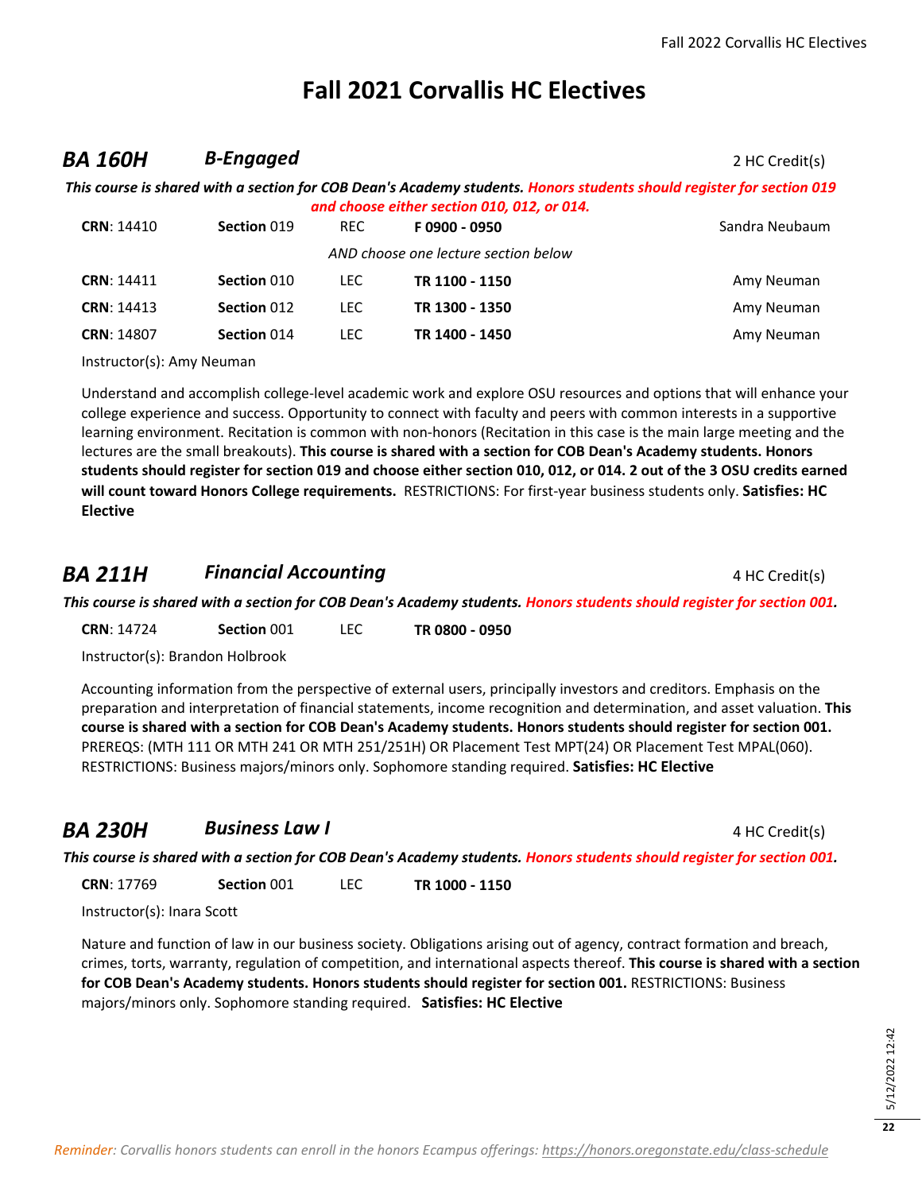# Fall 2021 Corvallis HC Electives

## BA 160H *B-Engaged*

2 HC Credit(s)

***This course is shared with a section for COB Dean's Academy students. Honors students should register for section 019 and choose either section 010, 012, or 014.***

| | | | | |
|---|---|---|---|---|
| **CRN**: 14410 | **Section** 019 | REC | **F 0900 - 0950** | Sandra Neubaum |
| | | *AND choose one lecture section below* | | |
| **CRN**: 14411 | **Section** 010 | LEC | **TR 1100 - 1150** | Amy Neuman |
| **CRN**: 14413 | **Section** 012 | LEC | **TR 1300 - 1350** | Amy Neuman |
| **CRN**: 14807 | **Section** 014 | LEC | **TR 1400 - 1450** | Amy Neuman |

Instructor(s): Amy Neuman

Understand and accomplish college-level academic work and explore OSU resources and options that will enhance your college experience and success. Opportunity to connect with faculty and peers with common interests in a supportive learning environment. Recitation is common with non-honors (Recitation in this case is the main large meeting and the lectures are the small breakouts). **This course is shared with a section for COB Dean's Academy students. Honors students should register for section 019 and choose either section 010, 012, or 014. 2 out of the 3 OSU credits earned will count toward Honors College requirements.** RESTRICTIONS: For first-year business students only. **Satisfies: HC Elective**

## BA 211H *Financial Accounting*

4 HC Credit(s)

***This course is shared with a section for COB Dean's Academy students. Honors students should register for section 001.***

| | | | |
|---|---|---|---|
| **CRN**: 14724 | **Section** 001 | LEC | **TR 0800 - 0950** |

Instructor(s): Brandon Holbrook

Accounting information from the perspective of external users, principally investors and creditors. Emphasis on the preparation and interpretation of financial statements, income recognition and determination, and asset valuation. **This course is shared with a section for COB Dean's Academy students. Honors students should register for section 001.** PREREQS: (MTH 111 OR MTH 241 OR MTH 251/251H) OR Placement Test MPT(24) OR Placement Test MPAL(060). RESTRICTIONS: Business majors/minors only. Sophomore standing required. **Satisfies: HC Elective**

## BA 230H *Business Law I*

4 HC Credit(s)

***This course is shared with a section for COB Dean's Academy students. Honors students should register for section 001.***

| | | | |
|---|---|---|---|
| **CRN**: 17769 | **Section** 001 | LEC | **TR 1000 - 1150** |

Instructor(s): Inara Scott

Nature and function of law in our business society. Obligations arising out of agency, contract formation and breach, crimes, torts, warranty, regulation of competition, and international aspects thereof. **This course is shared with a section for COB Dean's Academy students. Honors students should register for section 001.** RESTRICTIONS: Business majors/minors only. Sophomore standing required. **Satisfies: HC Elective**

*Reminder: Corvallis honors students can enroll in the honors Ecampus offerings: https://honors.oregonstate.edu/class-schedule*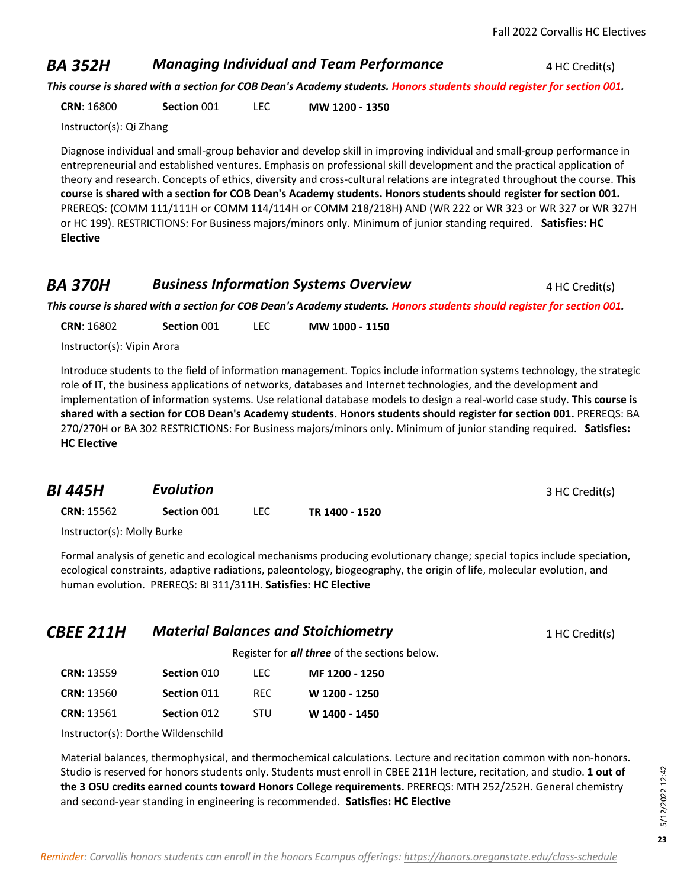## BA 352H — *Managing Individual and Team Performance* — 4 HC Credit(s)

***This course is shared with a section for COB Dean's Academy students. Honors students should register for section 001.***

| CRN | Section | Type | Time |
|---|---|---|---|
| **CRN**: 16800 | **Section** 001 | LEC | **MW 1200 - 1350** |

Instructor(s): Qi Zhang

Diagnose individual and small-group behavior and develop skill in improving individual and small-group performance in entrepreneurial and established ventures. Emphasis on professional skill development and the practical application of theory and research. Concepts of ethics, diversity and cross-cultural relations are integrated throughout the course. **This course is shared with a section for COB Dean's Academy students. Honors students should register for section 001.** PREREQS: (COMM 111/111H or COMM 114/114H or COMM 218/218H) AND (WR 222 or WR 323 or WR 327 or WR 327H or HC 199). RESTRICTIONS: For Business majors/minors only. Minimum of junior standing required. **Satisfies: HC Elective**

## BA 370H — *Business Information Systems Overview* — 4 HC Credit(s)

***This course is shared with a section for COB Dean's Academy students. Honors students should register for section 001.***

| CRN | Section | Type | Time |
|---|---|---|---|
| **CRN**: 16802 | **Section** 001 | LEC | **MW 1000 - 1150** |

Instructor(s): Vipin Arora

Introduce students to the field of information management. Topics include information systems technology, the strategic role of IT, the business applications of networks, databases and Internet technologies, and the development and implementation of information systems. Use relational database models to design a real-world case study. **This course is shared with a section for COB Dean's Academy students. Honors students should register for section 001.** PREREQS: BA 270/270H or BA 302 RESTRICTIONS: For Business majors/minors only. Minimum of junior standing required. **Satisfies: HC Elective**

## BI 445H — *Evolution* — 3 HC Credit(s)

| CRN | Section | Type | Time |
|---|---|---|---|
| **CRN**: 15562 | **Section** 001 | LEC | **TR 1400 - 1520** |

Instructor(s): Molly Burke

Formal analysis of genetic and ecological mechanisms producing evolutionary change; special topics include speciation, ecological constraints, adaptive radiations, paleontology, biogeography, the origin of life, molecular evolution, and human evolution. PREREQS: BI 311/311H. **Satisfies: HC Elective**

## CBEE 211H — *Material Balances and Stoichiometry* — 1 HC Credit(s)

Register for ***all three*** of the sections below.

| CRN | Section | Type | Time |
|---|---|---|---|
| **CRN**: 13559 | **Section** 010 | LEC | **MF 1200 - 1250** |
| **CRN**: 13560 | **Section** 011 | REC | **W 1200 - 1250** |
| **CRN**: 13561 | **Section** 012 | STU | **W 1400 - 1450** |

Instructor(s): Dorthe Wildenschild

Material balances, thermophysical, and thermochemical calculations. Lecture and recitation common with non-honors. Studio is reserved for honors students only. Students must enroll in CBEE 211H lecture, recitation, and studio. **1 out of the 3 OSU credits earned counts toward Honors College requirements.** PREREQS: MTH 252/252H. General chemistry and second-year standing in engineering is recommended. **Satisfies: HC Elective**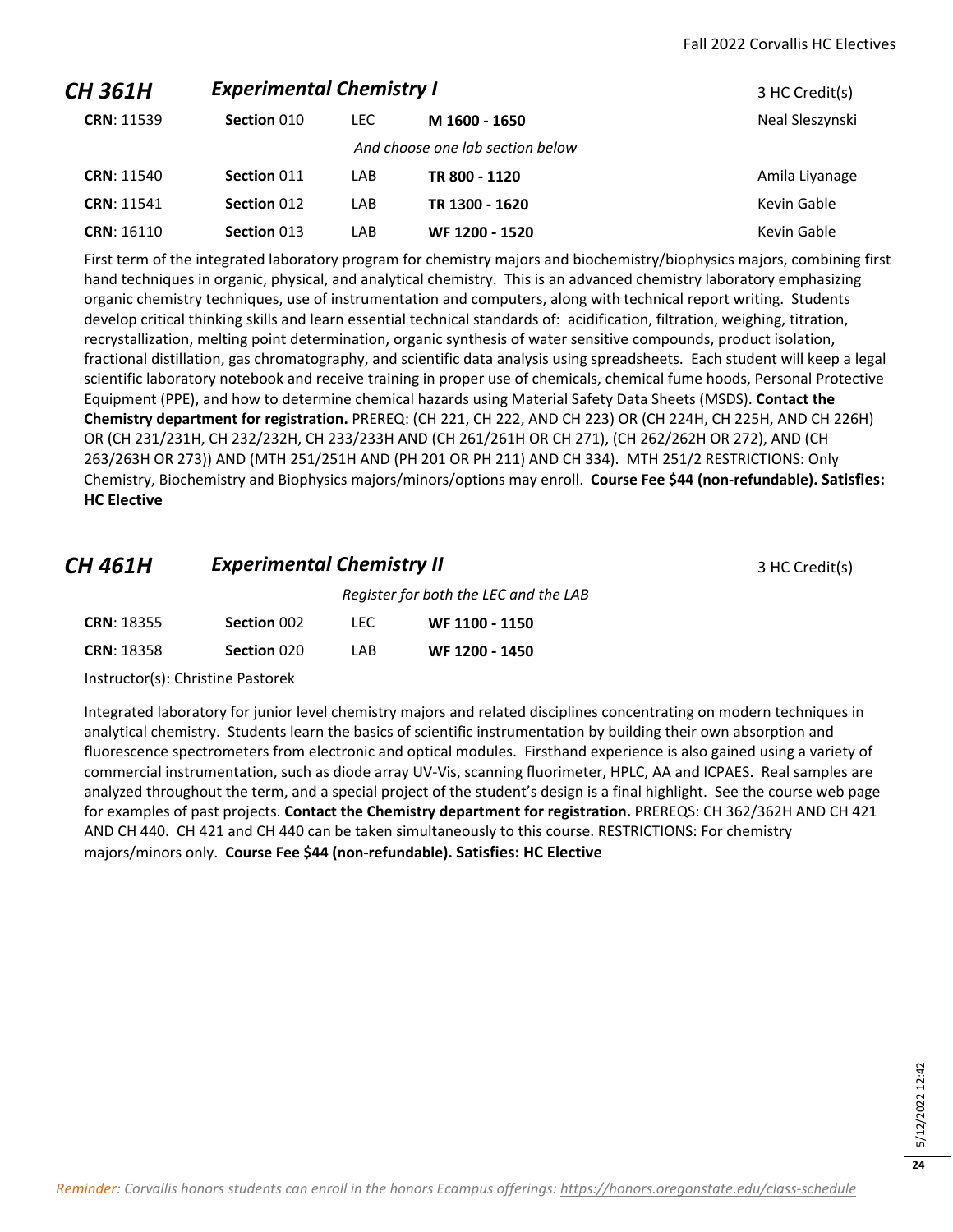## CH 361H — *Experimental Chemistry I* — 3 HC Credit(s)

| CRN | Section | Type | Time | Instructor |
|---|---|---|---|---|
| **CRN**: 11539 | **Section** 010 | LEC | **M 1600 - 1650** | Neal Sleszynski |
| | | | *And choose one lab section below* | |
| **CRN**: 11540 | **Section** 011 | LAB | **TR 800 - 1120** | Amila Liyanage |
| **CRN**: 11541 | **Section** 012 | LAB | **TR 1300 - 1620** | Kevin Gable |
| **CRN**: 16110 | **Section** 013 | LAB | **WF 1200 - 1520** | Kevin Gable |

First term of the integrated laboratory program for chemistry majors and biochemistry/biophysics majors, combining first hand techniques in organic, physical, and analytical chemistry. This is an advanced chemistry laboratory emphasizing organic chemistry techniques, use of instrumentation and computers, along with technical report writing. Students develop critical thinking skills and learn essential technical standards of: acidification, filtration, weighing, titration, recrystallization, melting point determination, organic synthesis of water sensitive compounds, product isolation, fractional distillation, gas chromatography, and scientific data analysis using spreadsheets. Each student will keep a legal scientific laboratory notebook and receive training in proper use of chemicals, chemical fume hoods, Personal Protective Equipment (PPE), and how to determine chemical hazards using Material Safety Data Sheets (MSDS). **Contact the Chemistry department for registration.** PREREQ: (CH 221, CH 222, AND CH 223) OR (CH 224H, CH 225H, AND CH 226H) OR (CH 231/231H, CH 232/232H, CH 233/233H AND (CH 261/261H OR CH 271), (CH 262/262H OR 272), AND (CH 263/263H OR 273)) AND (MTH 251/251H AND (PH 201 OR PH 211) AND CH 334). MTH 251/2 RESTRICTIONS: Only Chemistry, Biochemistry and Biophysics majors/minors/options may enroll. **Course Fee $44 (non-refundable). Satisfies: HC Elective**

## CH 461H — *Experimental Chemistry II* — 3 HC Credit(s)

*Register for both the LEC and the LAB*

| CRN | Section | Type | Time |
|---|---|---|---|
| **CRN**: 18355 | **Section** 002 | LEC | **WF 1100 - 1150** |
| **CRN**: 18358 | **Section** 020 | LAB | **WF 1200 - 1450** |

Instructor(s): Christine Pastorek

Integrated laboratory for junior level chemistry majors and related disciplines concentrating on modern techniques in analytical chemistry. Students learn the basics of scientific instrumentation by building their own absorption and fluorescence spectrometers from electronic and optical modules. Firsthand experience is also gained using a variety of commercial instrumentation, such as diode array UV-Vis, scanning fluorimeter, HPLC, AA and ICPAES. Real samples are analyzed throughout the term, and a special project of the student's design is a final highlight. See the course web page for examples of past projects. **Contact the Chemistry department for registration.** PREREQS: CH 362/362H AND CH 421 AND CH 440. CH 421 and CH 440 can be taken simultaneously to this course. RESTRICTIONS: For chemistry majors/minors only. **Course Fee $44 (non-refundable). Satisfies: HC Elective**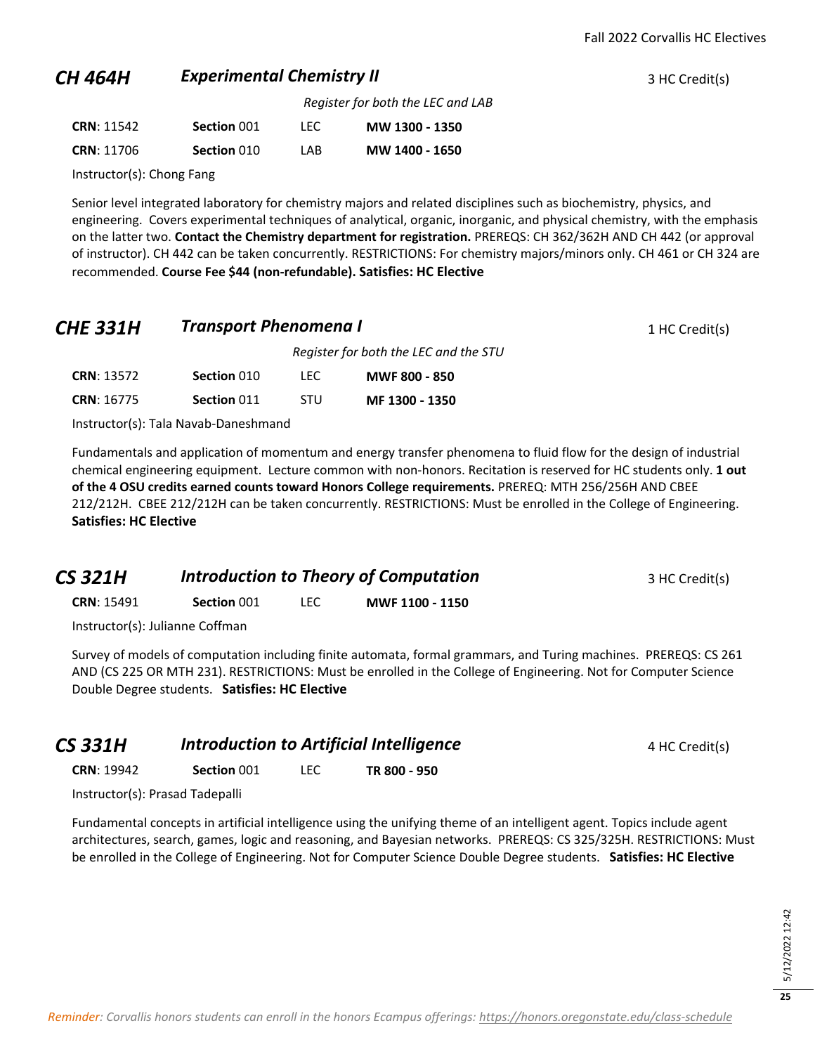## CH 464H — *Experimental Chemistry II* — 3 HC Credit(s)

*Register for both the LEC and LAB*

| CRN | Section | Type | Time |
|---|---|---|---|
| **CRN**: 11542 | **Section** 001 | LEC | **MW 1300 - 1350** |
| **CRN**: 11706 | **Section** 010 | LAB | **MW 1400 - 1650** |

Instructor(s): Chong Fang

Senior level integrated laboratory for chemistry majors and related disciplines such as biochemistry, physics, and engineering. Covers experimental techniques of analytical, organic, inorganic, and physical chemistry, with the emphasis on the latter two. **Contact the Chemistry department for registration.** PREREQS: CH 362/362H AND CH 442 (or approval of instructor). CH 442 can be taken concurrently. RESTRICTIONS: For chemistry majors/minors only. CH 461 or CH 324 are recommended. **Course Fee $44 (non-refundable). Satisfies: HC Elective**

## CHE 331H — *Transport Phenomena I* — 1 HC Credit(s)

*Register for both the LEC and the STU*

| CRN | Section | Type | Time |
|---|---|---|---|
| **CRN**: 13572 | **Section** 010 | LEC | **MWF 800 - 850** |
| **CRN**: 16775 | **Section** 011 | STU | **MF 1300 - 1350** |

Instructor(s): Tala Navab-Daneshmand

Fundamentals and application of momentum and energy transfer phenomena to fluid flow for the design of industrial chemical engineering equipment. Lecture common with non-honors. Recitation is reserved for HC students only. **1 out of the 4 OSU credits earned counts toward Honors College requirements.** PREREQ: MTH 256/256H AND CBEE 212/212H. CBEE 212/212H can be taken concurrently. RESTRICTIONS: Must be enrolled in the College of Engineering. **Satisfies: HC Elective**

## CS 321H — *Introduction to Theory of Computation* — 3 HC Credit(s)

| CRN | Section | Type | Time |
|---|---|---|---|
| **CRN**: 15491 | **Section** 001 | LEC | **MWF 1100 - 1150** |

Instructor(s): Julianne Coffman

Survey of models of computation including finite automata, formal grammars, and Turing machines. PREREQS: CS 261 AND (CS 225 OR MTH 231). RESTRICTIONS: Must be enrolled in the College of Engineering. Not for Computer Science Double Degree students. **Satisfies: HC Elective**

## CS 331H — *Introduction to Artificial Intelligence* — 4 HC Credit(s)

| CRN | Section | Type | Time |
|---|---|---|---|
| **CRN**: 19942 | **Section** 001 | LEC | **TR 800 - 950** |

Instructor(s): Prasad Tadepalli

Fundamental concepts in artificial intelligence using the unifying theme of an intelligent agent. Topics include agent architectures, search, games, logic and reasoning, and Bayesian networks. PREREQS: CS 325/325H. RESTRICTIONS: Must be enrolled in the College of Engineering. Not for Computer Science Double Degree students. **Satisfies: HC Elective**

*Reminder: Corvallis honors students can enroll in the honors Ecampus offerings: https://honors.oregonstate.edu/class-schedule*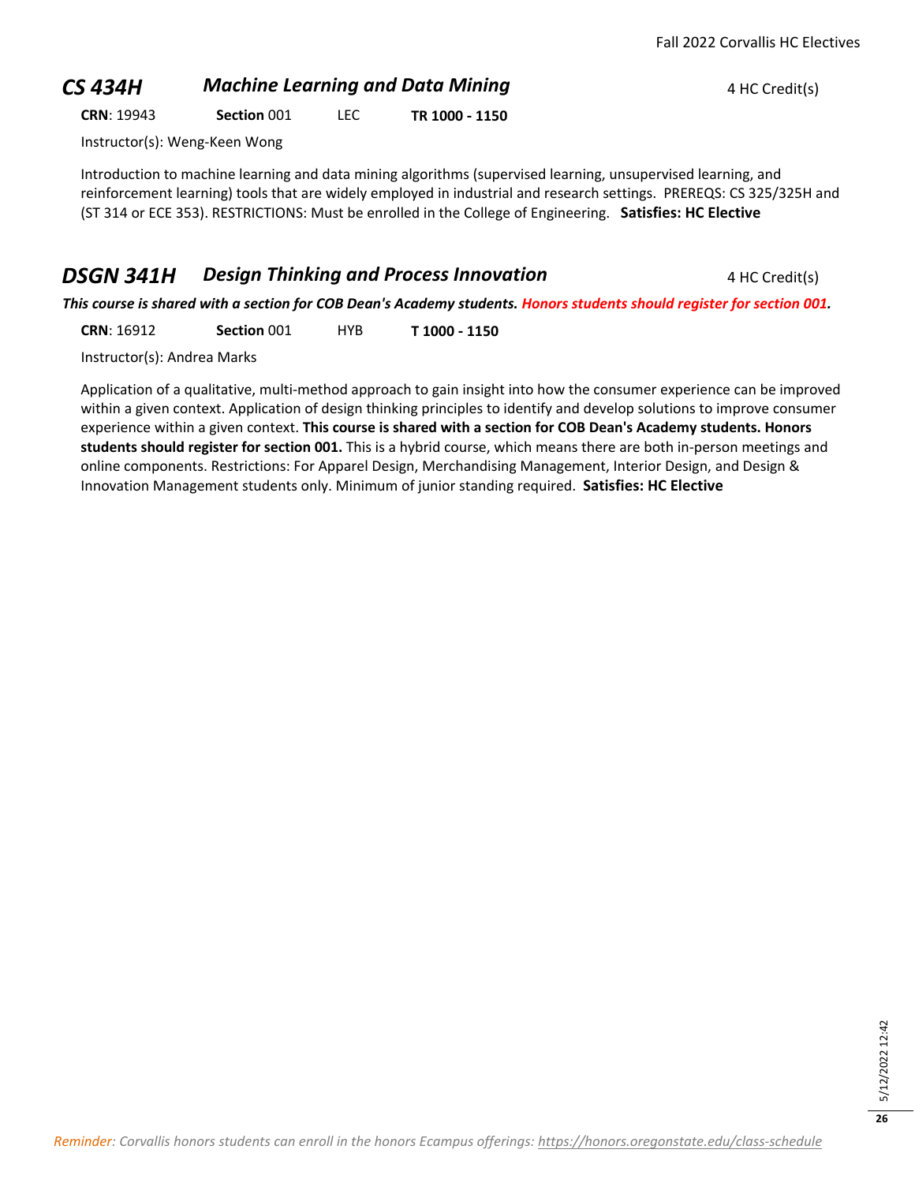## *CS 434H* *Machine Learning and Data Mining*

4 HC Credit(s)

**CRN**: 19943 **Section** 001 LEC **TR 1000 - 1150**

Instructor(s): Weng-Keen Wong

Introduction to machine learning and data mining algorithms (supervised learning, unsupervised learning, and reinforcement learning) tools that are widely employed in industrial and research settings. PREREQS: CS 325/325H and (ST 314 or ECE 353). RESTRICTIONS: Must be enrolled in the College of Engineering. **Satisfies: HC Elective**

## *DSGN 341H* *Design Thinking and Process Innovation*

4 HC Credit(s)

***This course is shared with a section for COB Dean's Academy students. Honors students should register for section 001.***

**CRN**: 16912 **Section** 001 HYB **T 1000 - 1150**

Instructor(s): Andrea Marks

Application of a qualitative, multi-method approach to gain insight into how the consumer experience can be improved within a given context. Application of design thinking principles to identify and develop solutions to improve consumer experience within a given context. **This course is shared with a section for COB Dean's Academy students. Honors students should register for section 001.** This is a hybrid course, which means there are both in-person meetings and online components. Restrictions: For Apparel Design, Merchandising Management, Interior Design, and Design & Innovation Management students only. Minimum of junior standing required. **Satisfies: HC Elective**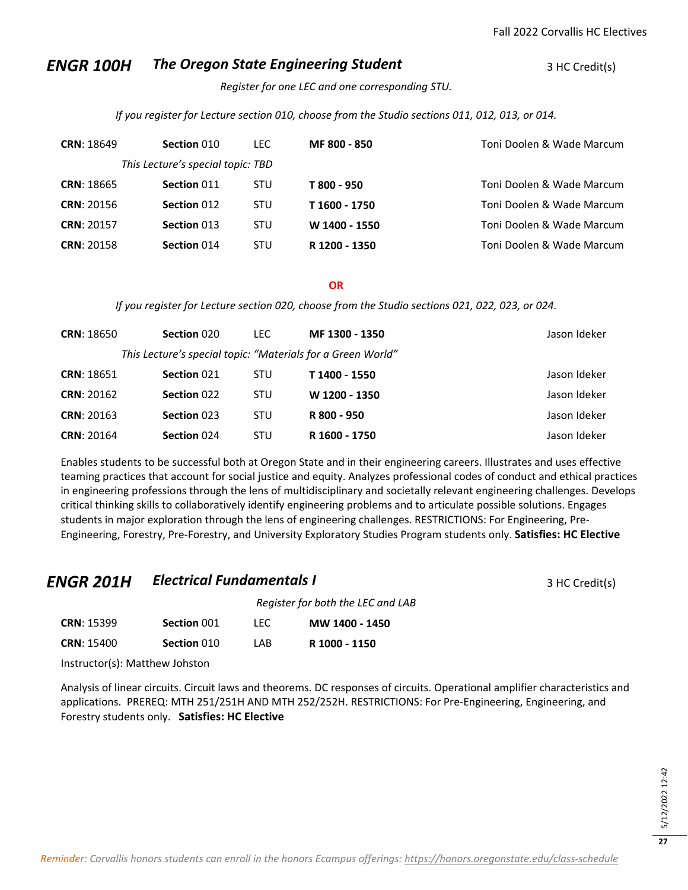## ENGR 100H *The Oregon State Engineering Student*

3 HC Credit(s)

*Register for one LEC and one corresponding STU.*

*If you register for Lecture section 010, choose from the Studio sections 011, 012, 013, or 014.*

| CRN | Section | Type | Time | Instructor |
|---|---|---|---|---|
| **CRN**: 18649 | **Section** 010 | LEC | **MF 800 - 850** | Toni Doolen & Wade Marcum |
| | *This Lecture's special topic: TBD* | | | |
| **CRN**: 18665 | **Section** 011 | STU | **T 800 - 950** | Toni Doolen & Wade Marcum |
| **CRN**: 20156 | **Section** 012 | STU | **T 1600 - 1750** | Toni Doolen & Wade Marcum |
| **CRN**: 20157 | **Section** 013 | STU | **W 1400 - 1550** | Toni Doolen & Wade Marcum |
| **CRN**: 20158 | **Section** 014 | STU | **R 1200 - 1350** | Toni Doolen & Wade Marcum |

**OR**

*If you register for Lecture section 020, choose from the Studio sections 021, 022, 023, or 024.*

| CRN | Section | Type | Time | Instructor |
|---|---|---|---|---|
| **CRN**: 18650 | **Section** 020 | LEC | **MF 1300 - 1350** | Jason Ideker |
| | *This Lecture's special topic: "Materials for a Green World"* | | | |
| **CRN**: 18651 | **Section** 021 | STU | **T 1400 - 1550** | Jason Ideker |
| **CRN**: 20162 | **Section** 022 | STU | **W 1200 - 1350** | Jason Ideker |
| **CRN**: 20163 | **Section** 023 | STU | **R 800 - 950** | Jason Ideker |
| **CRN**: 20164 | **Section** 024 | STU | **R 1600 - 1750** | Jason Ideker |

Enables students to be successful both at Oregon State and in their engineering careers. Illustrates and uses effective teaming practices that account for social justice and equity. Analyzes professional codes of conduct and ethical practices in engineering professions through the lens of multidisciplinary and societally relevant engineering challenges. Develops critical thinking skills to collaboratively identify engineering problems and to articulate possible solutions. Engages students in major exploration through the lens of engineering challenges. RESTRICTIONS: For Engineering, Pre-Engineering, Forestry, Pre-Forestry, and University Exploratory Studies Program students only. **Satisfies: HC Elective**

## ENGR 201H *Electrical Fundamentals I*

3 HC Credit(s)

*Register for both the LEC and LAB*

| CRN | Section | Type | Time |
|---|---|---|---|
| **CRN**: 15399 | **Section** 001 | LEC | **MW 1400 - 1450** |
| **CRN**: 15400 | **Section** 010 | LAB | **R 1000 - 1150** |

Instructor(s): Matthew Johston

Analysis of linear circuits. Circuit laws and theorems. DC responses of circuits. Operational amplifier characteristics and applications. PREREQ: MTH 251/251H AND MTH 252/252H. RESTRICTIONS: For Pre-Engineering, Engineering, and Forestry students only. **Satisfies: HC Elective**

*Reminder: Corvallis honors students can enroll in the honors Ecampus offerings: https://honors.oregonstate.edu/class-schedule*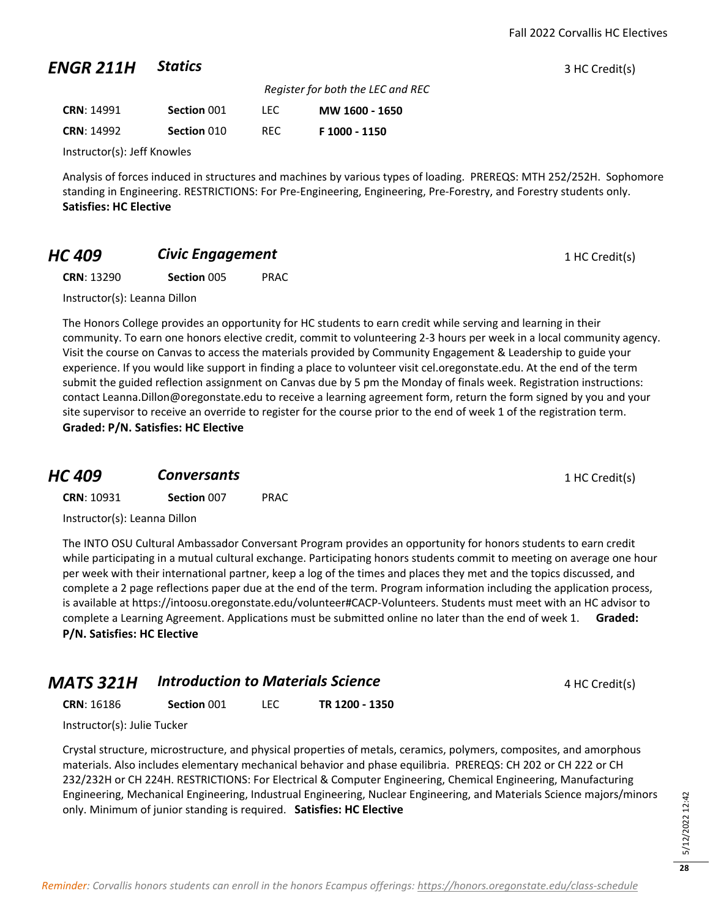## ENGR 211H — *Statics* — 3 HC Credit(s)

*Register for both the LEC and REC*

| CRN | Section | Type | Time |
|---|---|---|---|
| **CRN**: 14991 | **Section** 001 | LEC | **MW 1600 - 1650** |
| **CRN**: 14992 | **Section** 010 | REC | **F 1000 - 1150** |

Instructor(s): Jeff Knowles

Analysis of forces induced in structures and machines by various types of loading. PREREQS: MTH 252/252H. Sophomore standing in Engineering. RESTRICTIONS: For Pre-Engineering, Engineering, Pre-Forestry, and Forestry students only. **Satisfies: HC Elective**

## HC 409 — *Civic Engagement* — 1 HC Credit(s)

**CRN**: 13290 **Section** 005 PRAC

Instructor(s): Leanna Dillon

The Honors College provides an opportunity for HC students to earn credit while serving and learning in their community. To earn one honors elective credit, commit to volunteering 2-3 hours per week in a local community agency. Visit the course on Canvas to access the materials provided by Community Engagement & Leadership to guide your experience. If you would like support in finding a place to volunteer visit cel.oregonstate.edu. At the end of the term submit the guided reflection assignment on Canvas due by 5 pm the Monday of finals week. Registration instructions: contact Leanna.Dillon@oregonstate.edu to receive a learning agreement form, return the form signed by you and your site supervisor to receive an override to register for the course prior to the end of week 1 of the registration term. **Graded: P/N. Satisfies: HC Elective**

## HC 409 — *Conversants* — 1 HC Credit(s)

**CRN**: 10931 **Section** 007 PRAC

Instructor(s): Leanna Dillon

The INTO OSU Cultural Ambassador Conversant Program provides an opportunity for honors students to earn credit while participating in a mutual cultural exchange. Participating honors students commit to meeting on average one hour per week with their international partner, keep a log of the times and places they met and the topics discussed, and complete a 2 page reflections paper due at the end of the term. Program information including the application process, is available at https://intoosu.oregonstate.edu/volunteer#CACP-Volunteers. Students must meet with an HC advisor to complete a Learning Agreement. Applications must be submitted online no later than the end of week 1. **Graded: P/N. Satisfies: HC Elective**

## MATS 321H — *Introduction to Materials Science* — 4 HC Credit(s)

**CRN**: 16186 **Section** 001 LEC **TR 1200 - 1350**

Instructor(s): Julie Tucker

Crystal structure, microstructure, and physical properties of metals, ceramics, polymers, composites, and amorphous materials. Also includes elementary mechanical behavior and phase equilibria. PREREQS: CH 202 or CH 222 or CH 232/232H or CH 224H. RESTRICTIONS: For Electrical & Computer Engineering, Chemical Engineering, Manufacturing Engineering, Mechanical Engineering, Industrual Engineering, Nuclear Engineering, and Materials Science majors/minors only. Minimum of junior standing is required. **Satisfies: HC Elective**

*Reminder: Corvallis honors students can enroll in the honors Ecampus offerings: https://honors.oregonstate.edu/class-schedule*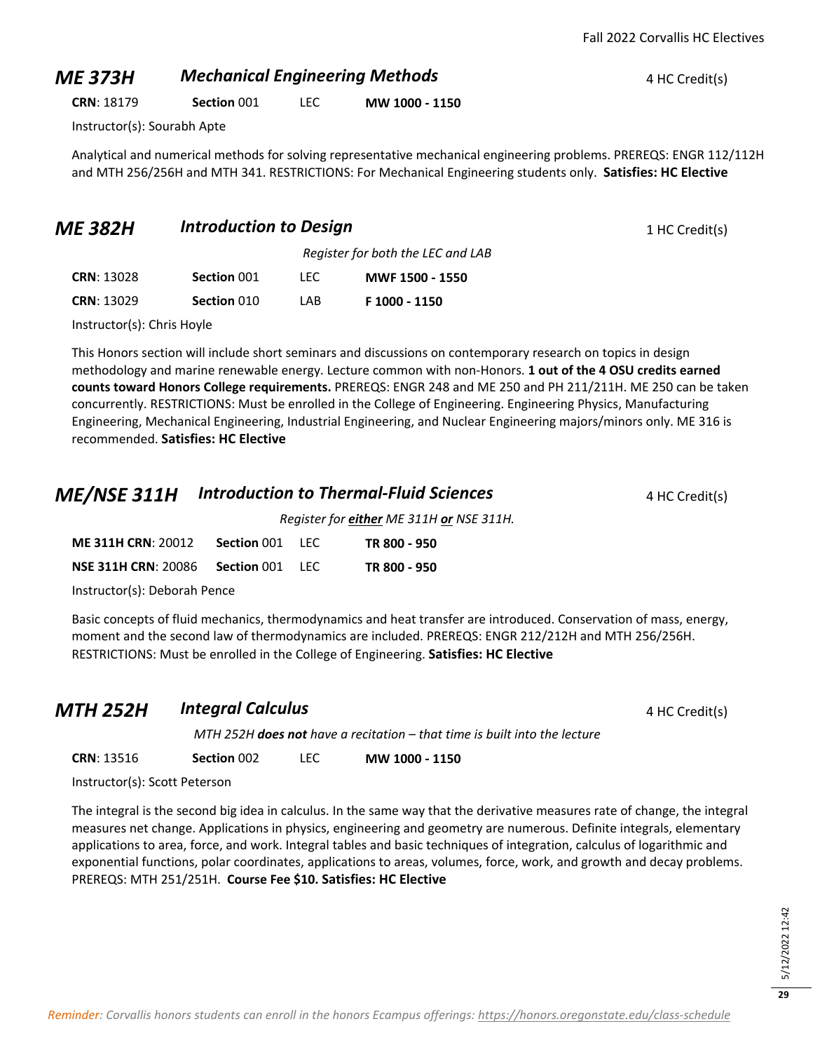## ME 373H *Mechanical Engineering Methods* 4 HC Credit(s)

**CRN**: 18179 **Section** 001 LEC **MW 1000 - 1150**

Instructor(s): Sourabh Apte

Analytical and numerical methods for solving representative mechanical engineering problems. PREREQS: ENGR 112/112H and MTH 256/256H and MTH 341. RESTRICTIONS: For Mechanical Engineering students only. **Satisfies: HC Elective**

## ME 382H *Introduction to Design* 1 HC Credit(s)

*Register for both the LEC and LAB*

| | | | |
|---|---|---|---|
| **CRN**: 13028 | **Section** 001 | LEC | **MWF 1500 - 1550** |
| **CRN**: 13029 | **Section** 010 | LAB | **F 1000 - 1150** |

Instructor(s): Chris Hoyle

This Honors section will include short seminars and discussions on contemporary research on topics in design methodology and marine renewable energy. Lecture common with non-Honors. **1 out of the 4 OSU credits earned counts toward Honors College requirements.** PREREQS: ENGR 248 and ME 250 and PH 211/211H. ME 250 can be taken concurrently. RESTRICTIONS: Must be enrolled in the College of Engineering. Engineering Physics, Manufacturing Engineering, Mechanical Engineering, Industrial Engineering, and Nuclear Engineering majors/minors only. ME 316 is recommended. **Satisfies: HC Elective**

## ME/NSE 311H *Introduction to Thermal-Fluid Sciences* 4 HC Credit(s)

*Register for **either** ME 311H **or** NSE 311H.*

| | | | |
|---|---|---|---|
| **ME 311H CRN**: 20012 | **Section** 001 | LEC | **TR 800 - 950** |
| **NSE 311H CRN**: 20086 | **Section** 001 | LEC | **TR 800 - 950** |

Instructor(s): Deborah Pence

Basic concepts of fluid mechanics, thermodynamics and heat transfer are introduced. Conservation of mass, energy, moment and the second law of thermodynamics are included. PREREQS: ENGR 212/212H and MTH 256/256H. RESTRICTIONS: Must be enrolled in the College of Engineering. **Satisfies: HC Elective**

## MTH 252H *Integral Calculus* 4 HC Credit(s)

*MTH 252H **does not** have a recitation – that time is built into the lecture*

**CRN**: 13516 **Section** 002 LEC **MW 1000 - 1150**

Instructor(s): Scott Peterson

The integral is the second big idea in calculus. In the same way that the derivative measures rate of change, the integral measures net change. Applications in physics, engineering and geometry are numerous. Definite integrals, elementary applications to area, force, and work. Integral tables and basic techniques of integration, calculus of logarithmic and exponential functions, polar coordinates, applications to areas, volumes, force, work, and growth and decay problems. PREREQS: MTH 251/251H. **Course Fee $10. Satisfies: HC Elective**

*Reminder: Corvallis honors students can enroll in the honors Ecampus offerings: https://honors.oregonstate.edu/class-schedule*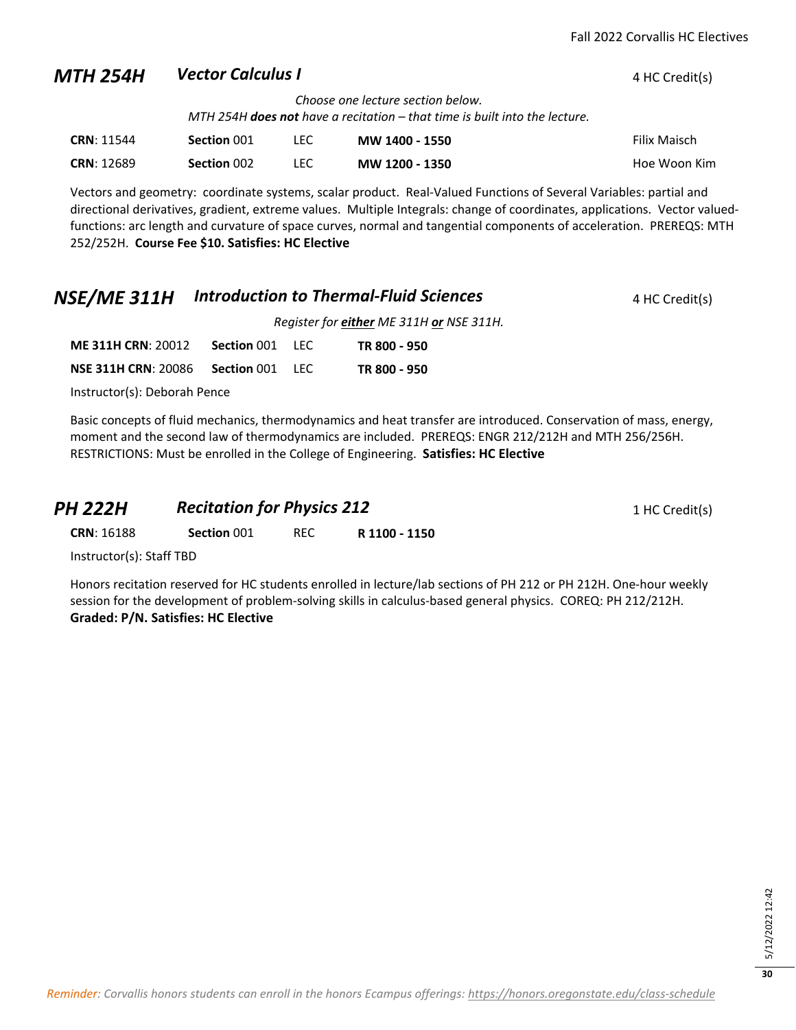## MTH 254H *Vector Calculus I*

4 HC Credit(s)

*Choose one lecture section below.*
*MTH 254H **does not** have a recitation – that time is built into the lecture.*

| | | | | |
|---|---|---|---|---|
| **CRN**: 11544 | **Section** 001 | LEC | **MW 1400 - 1550** | Filix Maisch |
| **CRN**: 12689 | **Section** 002 | LEC | **MW 1200 - 1350** | Hoe Woon Kim |

Vectors and geometry: coordinate systems, scalar product. Real-Valued Functions of Several Variables: partial and directional derivatives, gradient, extreme values. Multiple Integrals: change of coordinates, applications. Vector valued-functions: arc length and curvature of space curves, normal and tangential components of acceleration. PREREQS: MTH 252/252H. **Course Fee $10. Satisfies: HC Elective**

## NSE/ME 311H *Introduction to Thermal-Fluid Sciences*

4 HC Credit(s)

*Register for **either** ME 311H **or** NSE 311H.*

| | | | |
|---|---|---|---|
| **ME 311H CRN**: 20012 | **Section** 001 | LEC | **TR 800 - 950** |
| **NSE 311H CRN**: 20086 | **Section** 001 | LEC | **TR 800 - 950** |

Instructor(s): Deborah Pence

Basic concepts of fluid mechanics, thermodynamics and heat transfer are introduced. Conservation of mass, energy, moment and the second law of thermodynamics are included. PREREQS: ENGR 212/212H and MTH 256/256H. RESTRICTIONS: Must be enrolled in the College of Engineering. **Satisfies: HC Elective**

## PH 222H *Recitation for Physics 212*

1 HC Credit(s)

| | | | |
|---|---|---|---|
| **CRN**: 16188 | **Section** 001 | REC | **R 1100 - 1150** |

Instructor(s): Staff TBD

Honors recitation reserved for HC students enrolled in lecture/lab sections of PH 212 or PH 212H. One-hour weekly session for the development of problem-solving skills in calculus-based general physics. COREQ: PH 212/212H. **Graded: P/N. Satisfies: HC Elective**

*Reminder: Corvallis honors students can enroll in the honors Ecampus offerings: https://honors.oregonstate.edu/class-schedule*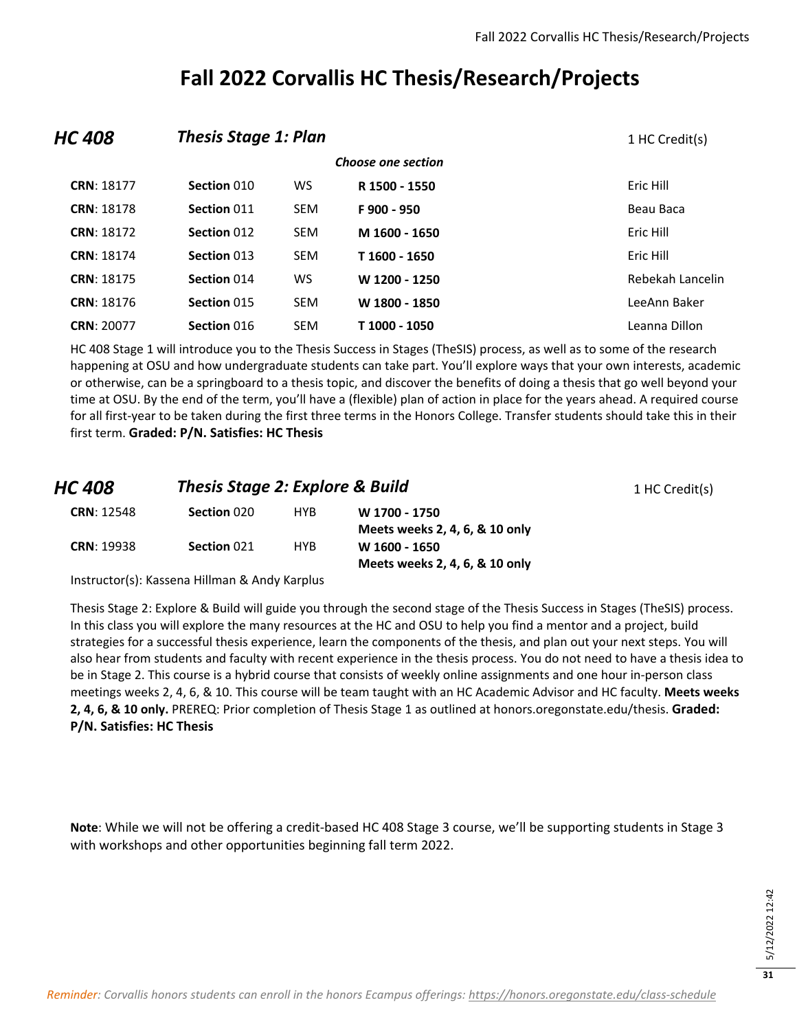# Fall 2022 Corvallis HC Thesis/Research/Projects

## HC 408 — *Thesis Stage 1: Plan* — 1 HC Credit(s)

***Choose one section***

| CRN | Section | Type | Time | Instructor |
|---|---|---|---|---|
| **CRN**: 18177 | **Section** 010 | WS | **R 1500 - 1550** | Eric Hill |
| **CRN**: 18178 | **Section** 011 | SEM | **F 900 - 950** | Beau Baca |
| **CRN**: 18172 | **Section** 012 | SEM | **M 1600 - 1650** | Eric Hill |
| **CRN**: 18174 | **Section** 013 | SEM | **T 1600 - 1650** | Eric Hill |
| **CRN**: 18175 | **Section** 014 | WS | **W 1200 - 1250** | Rebekah Lancelin |
| **CRN**: 18176 | **Section** 015 | SEM | **W 1800 - 1850** | LeeAnn Baker |
| **CRN**: 20077 | **Section** 016 | SEM | **T 1000 - 1050** | Leanna Dillon |

HC 408 Stage 1 will introduce you to the Thesis Success in Stages (TheSIS) process, as well as to some of the research happening at OSU and how undergraduate students can take part. You'll explore ways that your own interests, academic or otherwise, can be a springboard to a thesis topic, and discover the benefits of doing a thesis that go well beyond your time at OSU. By the end of the term, you'll have a (flexible) plan of action in place for the years ahead. A required course for all first-year to be taken during the first three terms in the Honors College. Transfer students should take this in their first term. **Graded: P/N. Satisfies: HC Thesis**

## HC 408 — *Thesis Stage 2: Explore & Build* — 1 HC Credit(s)

| CRN | Section | Type | Time |
|---|---|---|---|
| **CRN**: 12548 | **Section** 020 | HYB | **W 1700 - 1750** **Meets weeks 2, 4, 6, & 10 only** |
| **CRN**: 19938 | **Section** 021 | HYB | **W 1600 - 1650** **Meets weeks 2, 4, 6, & 10 only** |

Instructor(s): Kassena Hillman & Andy Karplus

Thesis Stage 2: Explore & Build will guide you through the second stage of the Thesis Success in Stages (TheSIS) process. In this class you will explore the many resources at the HC and OSU to help you find a mentor and a project, build strategies for a successful thesis experience, learn the components of the thesis, and plan out your next steps. You will also hear from students and faculty with recent experience in the thesis process. You do not need to have a thesis idea to be in Stage 2. This course is a hybrid course that consists of weekly online assignments and one hour in-person class meetings weeks 2, 4, 6, & 10. This course will be team taught with an HC Academic Advisor and HC faculty. **Meets weeks 2, 4, 6, & 10 only.** PREREQ: Prior completion of Thesis Stage 1 as outlined at honors.oregonstate.edu/thesis. **Graded: P/N. Satisfies: HC Thesis**

**Note**: While we will not be offering a credit-based HC 408 Stage 3 course, we'll be supporting students in Stage 3 with workshops and other opportunities beginning fall term 2022.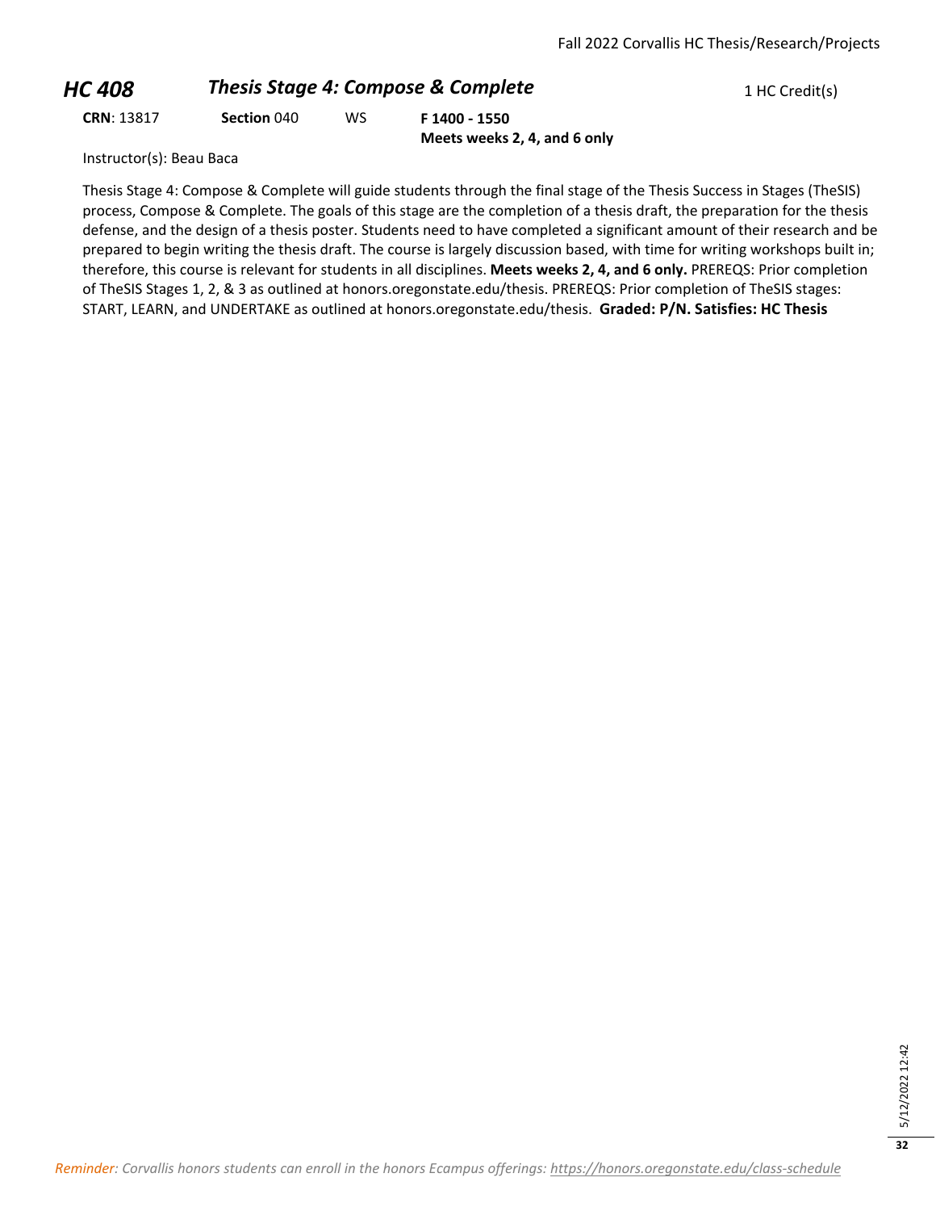## *HC 408* *Thesis Stage 4: Compose & Complete* 1 HC Credit(s)

**CRN**: 13817 **Section** 040 WS **F 1400 - 1550**
**Meets weeks 2, 4, and 6 only**

Instructor(s): Beau Baca

Thesis Stage 4: Compose & Complete will guide students through the final stage of the Thesis Success in Stages (TheSIS) process, Compose & Complete. The goals of this stage are the completion of a thesis draft, the preparation for the thesis defense, and the design of a thesis poster. Students need to have completed a significant amount of their research and be prepared to begin writing the thesis draft. The course is largely discussion based, with time for writing workshops built in; therefore, this course is relevant for students in all disciplines. **Meets weeks 2, 4, and 6 only.** PREREQS: Prior completion of TheSIS Stages 1, 2, & 3 as outlined at honors.oregonstate.edu/thesis. PREREQS: Prior completion of TheSIS stages: START, LEARN, and UNDERTAKE as outlined at honors.oregonstate.edu/thesis. **Graded: P/N. Satisfies: HC Thesis**

*Reminder: Corvallis honors students can enroll in the honors Ecampus offerings: https://honors.oregonstate.edu/class-schedule*